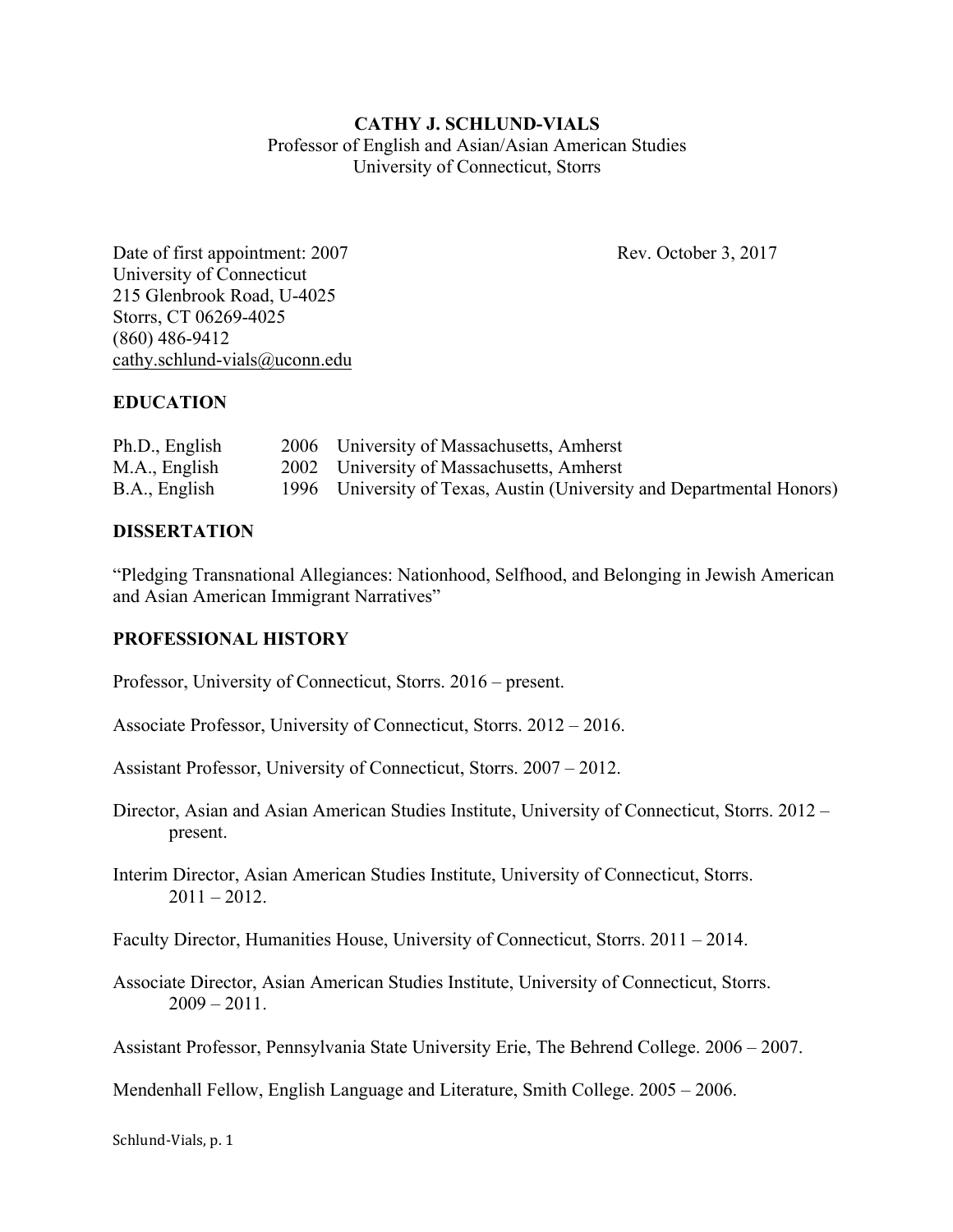# CATHY J. SCHLUND-VIALS

Professor of English and Asian/Asian American Studies
University of Connecticut, Storrs

Date of first appointment: 2007 Rev. October 3, 2017

University of Connecticut
215 Glenbrook Road, U-4025
Storrs, CT 06269-4025
(860) 486-9412
cathy.schlund-vials@uconn.edu

## EDUCATION

| | | |
|---|---|---|
| Ph.D., English | 2006 | University of Massachusetts, Amherst |
| M.A., English | 2002 | University of Massachusetts, Amherst |
| B.A., English | 1996 | University of Texas, Austin (University and Departmental Honors) |

## DISSERTATION

"Pledging Transnational Allegiances: Nationhood, Selfhood, and Belonging in Jewish American and Asian American Immigrant Narratives"

## PROFESSIONAL HISTORY

Professor, University of Connecticut, Storrs. 2016 – present.

Associate Professor, University of Connecticut, Storrs. 2012 – 2016.

Assistant Professor, University of Connecticut, Storrs. 2007 – 2012.

Director, Asian and Asian American Studies Institute, University of Connecticut, Storrs. 2012 – present.

Interim Director, Asian American Studies Institute, University of Connecticut, Storrs. 2011 – 2012.

Faculty Director, Humanities House, University of Connecticut, Storrs. 2011 – 2014.

Associate Director, Asian American Studies Institute, University of Connecticut, Storrs. 2009 – 2011.

Assistant Professor, Pennsylvania State University Erie, The Behrend College. 2006 – 2007.

Mendenhall Fellow, English Language and Literature, Smith College. 2005 – 2006.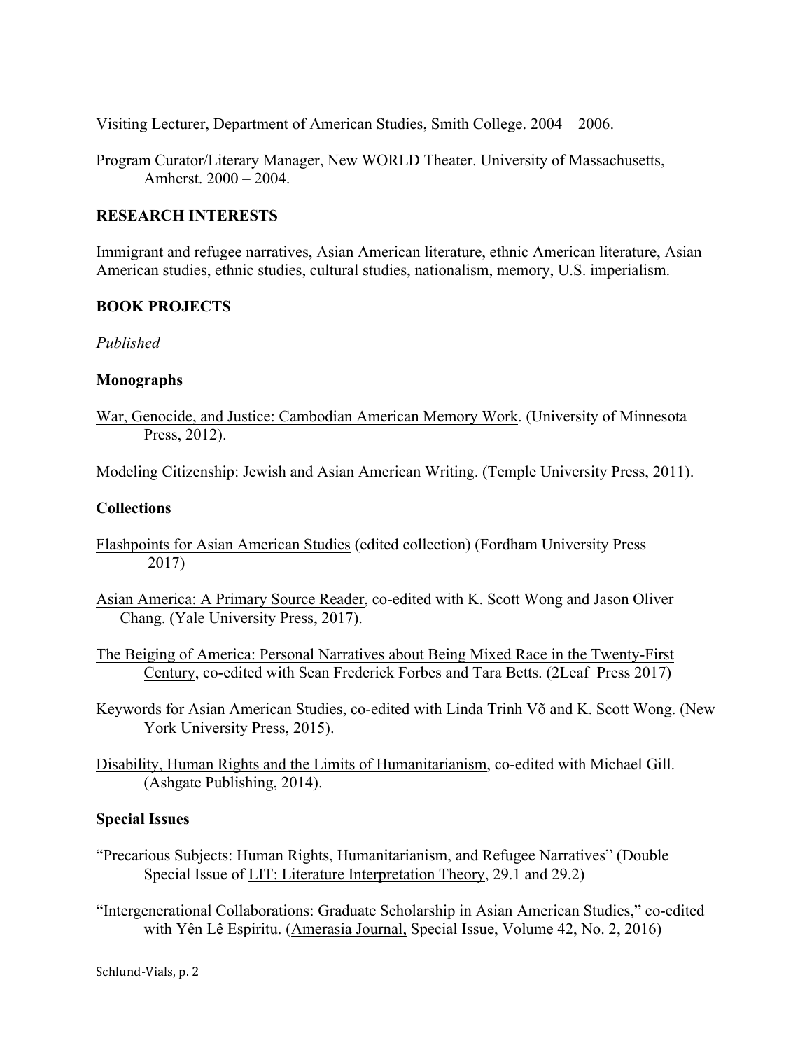Visiting Lecturer, Department of American Studies, Smith College. 2004 – 2006.

Program Curator/Literary Manager, New WORLD Theater. University of Massachusetts, Amherst. 2000 – 2004.

## RESEARCH INTERESTS

Immigrant and refugee narratives, Asian American literature, ethnic American literature, Asian American studies, ethnic studies, cultural studies, nationalism, memory, U.S. imperialism.

## BOOK PROJECTS

*Published*

### Monographs

<u>War, Genocide, and Justice: Cambodian American Memory Work</u>. (University of Minnesota Press, 2012).

<u>Modeling Citizenship: Jewish and Asian American Writing</u>. (Temple University Press, 2011).

### Collections

<u>Flashpoints for Asian American Studies</u> (edited collection) (Fordham University Press 2017)

<u>Asian America: A Primary Source Reader</u>, co-edited with K. Scott Wong and Jason Oliver Chang. (Yale University Press, 2017).

<u>The Beiging of America: Personal Narratives about Being Mixed Race in the Twenty-First Century</u>, co-edited with Sean Frederick Forbes and Tara Betts. (2Leaf Press 2017)

<u>Keywords for Asian American Studies</u>, co-edited with Linda Trinh Võ and K. Scott Wong. (New York University Press, 2015).

<u>Disability, Human Rights and the Limits of Humanitarianism</u>, co-edited with Michael Gill. (Ashgate Publishing, 2014).

### Special Issues

"Precarious Subjects: Human Rights, Humanitarianism, and Refugee Narratives" (Double Special Issue of <u>LIT: Literature Interpretation Theory</u>, 29.1 and 29.2)

"Intergenerational Collaborations: Graduate Scholarship in Asian American Studies," co-edited with Yên Lê Espiritu. (<u>Amerasia Journal,</u> Special Issue, Volume 42, No. 2, 2016)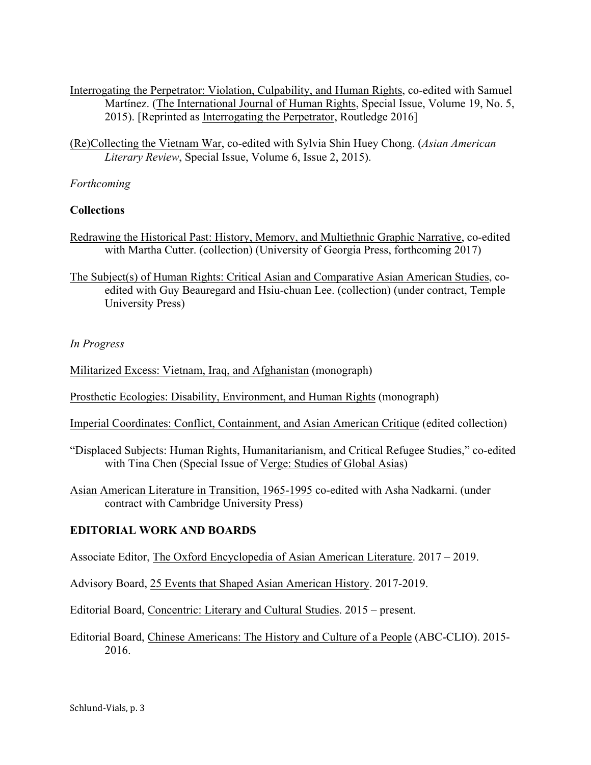Interrogating the Perpetrator: Violation, Culpability, and Human Rights, co-edited with Samuel Martínez. (The International Journal of Human Rights, Special Issue, Volume 19, No. 5, 2015). [Reprinted as Interrogating the Perpetrator, Routledge 2016]

(Re)Collecting the Vietnam War, co-edited with Sylvia Shin Huey Chong. (*Asian American Literary Review*, Special Issue, Volume 6, Issue 2, 2015).

*Forthcoming*

**Collections**

Redrawing the Historical Past: History, Memory, and Multiethnic Graphic Narrative, co-edited with Martha Cutter. (collection) (University of Georgia Press, forthcoming 2017)

The Subject(s) of Human Rights: Critical Asian and Comparative Asian American Studies, co-edited with Guy Beauregard and Hsiu-chuan Lee. (collection) (under contract, Temple University Press)

*In Progress*

Militarized Excess: Vietnam, Iraq, and Afghanistan (monograph)

Prosthetic Ecologies: Disability, Environment, and Human Rights (monograph)

Imperial Coordinates: Conflict, Containment, and Asian American Critique (edited collection)

"Displaced Subjects: Human Rights, Humanitarianism, and Critical Refugee Studies," co-edited with Tina Chen (Special Issue of Verge: Studies of Global Asias)

Asian American Literature in Transition, 1965-1995 co-edited with Asha Nadkarni. (under contract with Cambridge University Press)

## EDITORIAL WORK AND BOARDS

Associate Editor, The Oxford Encyclopedia of Asian American Literature. 2017 – 2019.

Advisory Board, 25 Events that Shaped Asian American History. 2017-2019.

Editorial Board, Concentric: Literary and Cultural Studies. 2015 – present.

Editorial Board, Chinese Americans: The History and Culture of a People (ABC-CLIO). 2015-2016.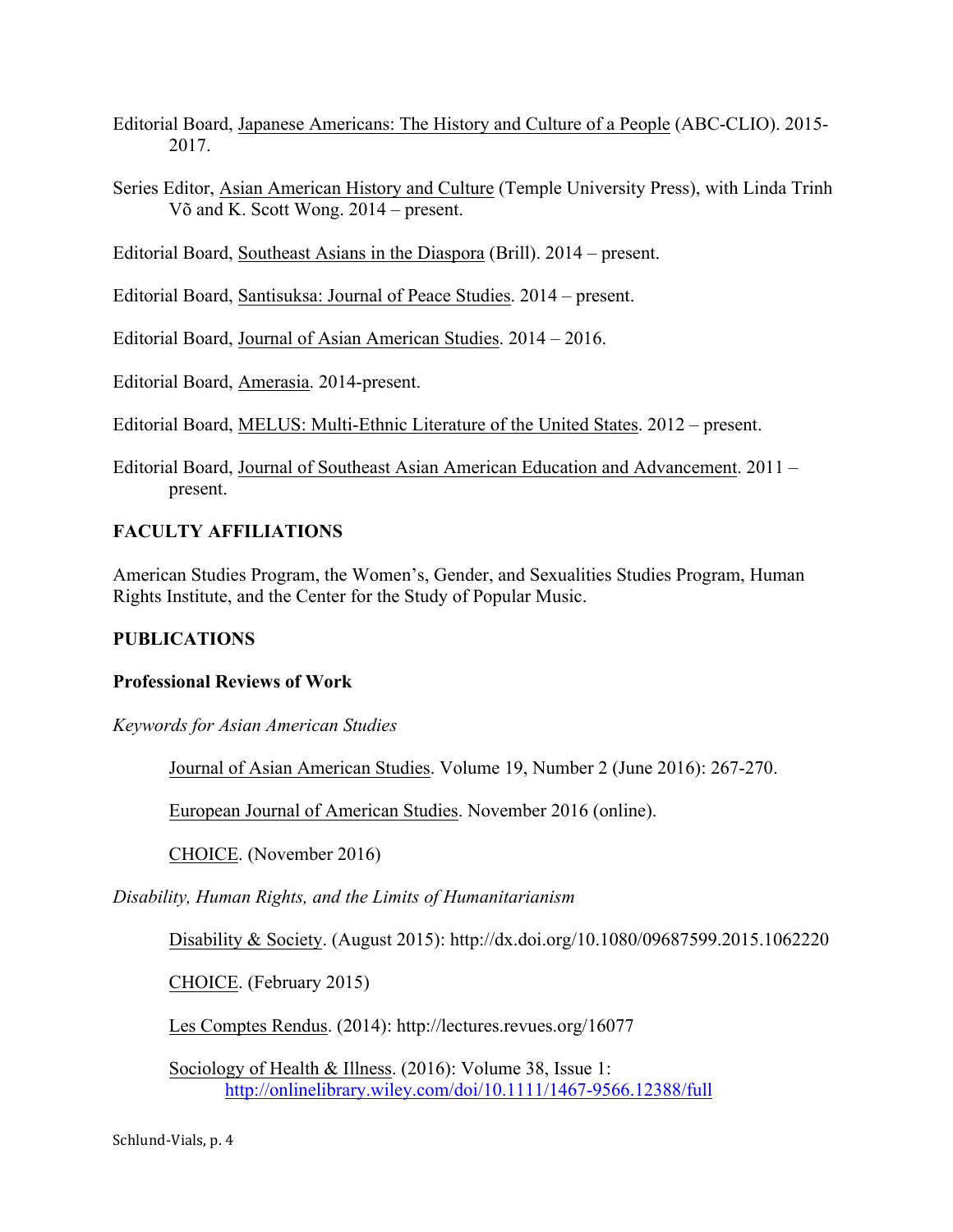Editorial Board, <u>Japanese Americans: The History and Culture of a People</u> (ABC-CLIO). 2015-2017.

Series Editor, <u>Asian American History and Culture</u> (Temple University Press), with Linda Trinh Võ and K. Scott Wong. 2014 – present.

Editorial Board, <u>Southeast Asians in the Diaspora</u> (Brill). 2014 – present.

Editorial Board, <u>Santisuksa: Journal of Peace Studies</u>. 2014 – present.

Editorial Board, <u>Journal of Asian American Studies</u>. 2014 – 2016.

Editorial Board, <u>Amerasia</u>. 2014-present.

Editorial Board, <u>MELUS: Multi-Ethnic Literature of the United States</u>. 2012 – present.

Editorial Board, <u>Journal of Southeast Asian American Education and Advancement</u>. 2011 – present.

## FACULTY AFFILIATIONS

American Studies Program, the Women's, Gender, and Sexualities Studies Program, Human Rights Institute, and the Center for the Study of Popular Music.

## PUBLICATIONS

### Professional Reviews of Work

*Keywords for Asian American Studies*

<u>Journal of Asian American Studies</u>. Volume 19, Number 2 (June 2016): 267-270.

<u>European Journal of American Studies</u>. November 2016 (online).

<u>CHOICE</u>. (November 2016)

*Disability, Human Rights, and the Limits of Humanitarianism*

<u>Disability & Society</u>. (August 2015): http://dx.doi.org/10.1080/09687599.2015.1062220

<u>CHOICE</u>. (February 2015)

<u>Les Comptes Rendus</u>. (2014): http://lectures.revues.org/16077

<u>Sociology of Health & Illness</u>. (2016): Volume 38, Issue 1: http://onlinelibrary.wiley.com/doi/10.1111/1467-9566.12388/full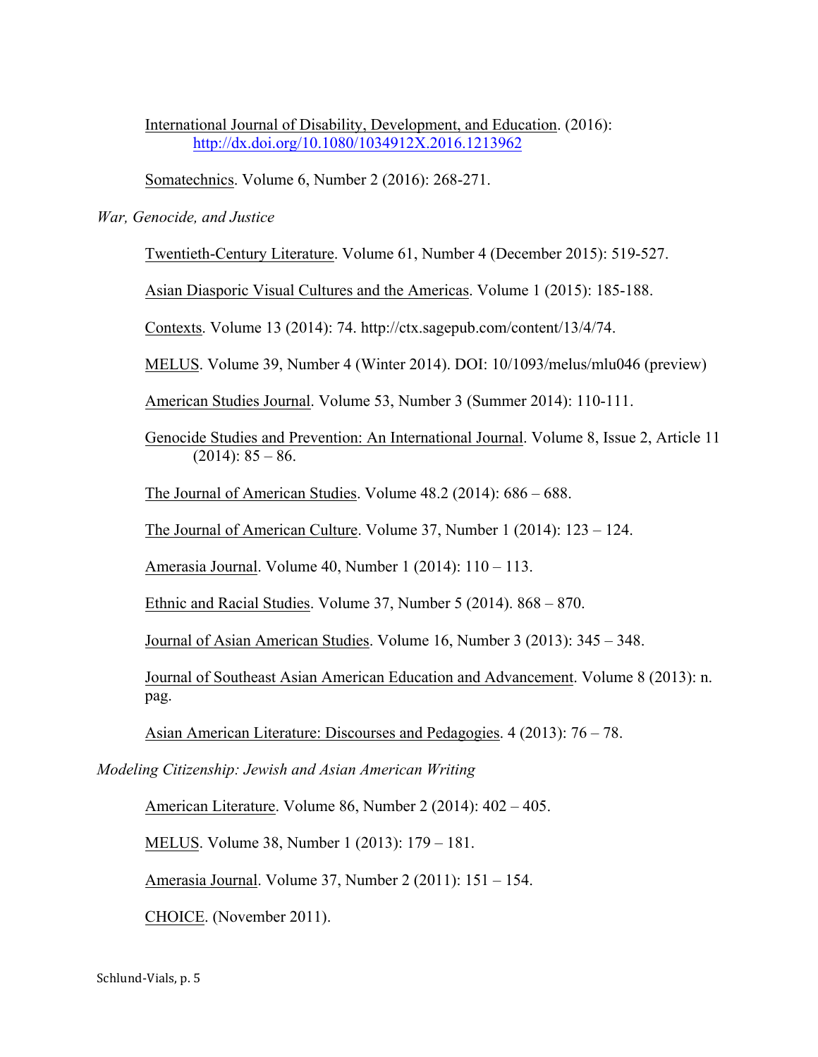International Journal of Disability, Development, and Education. (2016): http://dx.doi.org/10.1080/1034912X.2016.1213962

Somatechnics. Volume 6, Number 2 (2016): 268-271.

*War, Genocide, and Justice*

Twentieth-Century Literature. Volume 61, Number 4 (December 2015): 519-527.

Asian Diasporic Visual Cultures and the Americas. Volume 1 (2015): 185-188.

Contexts. Volume 13 (2014): 74. http://ctx.sagepub.com/content/13/4/74.

MELUS. Volume 39, Number 4 (Winter 2014). DOI: 10/1093/melus/mlu046 (preview)

American Studies Journal. Volume 53, Number 3 (Summer 2014): 110-111.

Genocide Studies and Prevention: An International Journal. Volume 8, Issue 2, Article 11 (2014): 85 – 86.

The Journal of American Studies. Volume 48.2 (2014): 686 – 688.

The Journal of American Culture. Volume 37, Number 1 (2014): 123 – 124.

Amerasia Journal. Volume 40, Number 1 (2014): 110 – 113.

Ethnic and Racial Studies. Volume 37, Number 5 (2014). 868 – 870.

Journal of Asian American Studies. Volume 16, Number 3 (2013): 345 – 348.

Journal of Southeast Asian American Education and Advancement. Volume 8 (2013): n. pag.

Asian American Literature: Discourses and Pedagogies. 4 (2013): 76 – 78.

*Modeling Citizenship: Jewish and Asian American Writing*

American Literature. Volume 86, Number 2 (2014): 402 – 405.

MELUS. Volume 38, Number 1 (2013): 179 – 181.

Amerasia Journal. Volume 37, Number 2 (2011): 151 – 154.

CHOICE. (November 2011).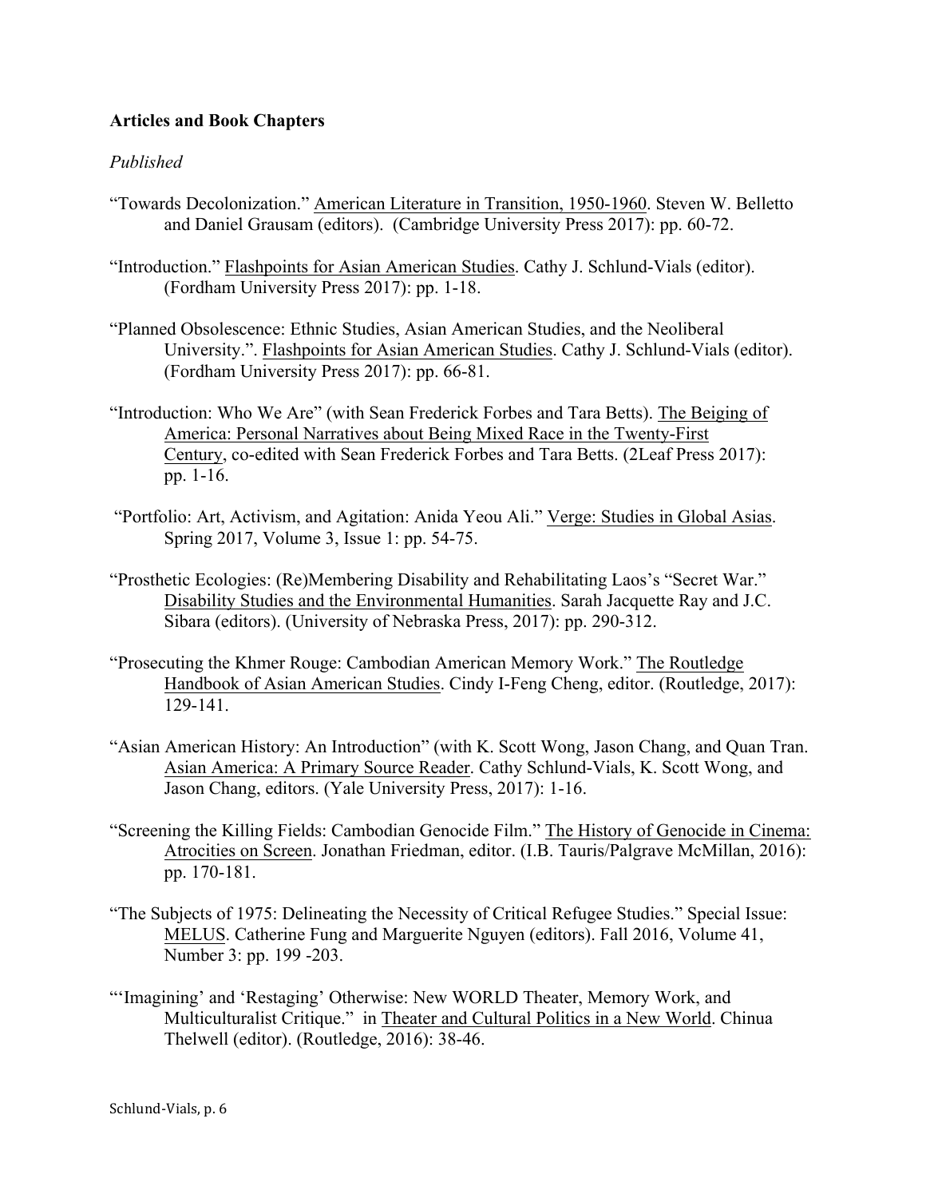**Articles and Book Chapters**

*Published*

"Towards Decolonization." American Literature in Transition, 1950-1960. Steven W. Belletto and Daniel Grausam (editors). (Cambridge University Press 2017): pp. 60-72.

"Introduction." Flashpoints for Asian American Studies. Cathy J. Schlund-Vials (editor). (Fordham University Press 2017): pp. 1-18.

"Planned Obsolescence: Ethnic Studies, Asian American Studies, and the Neoliberal University.". Flashpoints for Asian American Studies. Cathy J. Schlund-Vials (editor). (Fordham University Press 2017): pp. 66-81.

"Introduction: Who We Are" (with Sean Frederick Forbes and Tara Betts). The Beiging of America: Personal Narratives about Being Mixed Race in the Twenty-First Century, co-edited with Sean Frederick Forbes and Tara Betts. (2Leaf Press 2017): pp. 1-16.

"Portfolio: Art, Activism, and Agitation: Anida Yeou Ali." Verge: Studies in Global Asias. Spring 2017, Volume 3, Issue 1: pp. 54-75.

"Prosthetic Ecologies: (Re)Membering Disability and Rehabilitating Laos's "Secret War." Disability Studies and the Environmental Humanities. Sarah Jacquette Ray and J.C. Sibara (editors). (University of Nebraska Press, 2017): pp. 290-312.

"Prosecuting the Khmer Rouge: Cambodian American Memory Work." The Routledge Handbook of Asian American Studies. Cindy I-Feng Cheng, editor. (Routledge, 2017): 129-141.

"Asian American History: An Introduction" (with K. Scott Wong, Jason Chang, and Quan Tran. Asian America: A Primary Source Reader. Cathy Schlund-Vials, K. Scott Wong, and Jason Chang, editors. (Yale University Press, 2017): 1-16.

"Screening the Killing Fields: Cambodian Genocide Film." The History of Genocide in Cinema: Atrocities on Screen. Jonathan Friedman, editor. (I.B. Tauris/Palgrave McMillan, 2016): pp. 170-181.

"The Subjects of 1975: Delineating the Necessity of Critical Refugee Studies." Special Issue: MELUS. Catherine Fung and Marguerite Nguyen (editors). Fall 2016, Volume 41, Number 3: pp. 199 -203.

"'Imagining' and 'Restaging' Otherwise: New WORLD Theater, Memory Work, and Multiculturalist Critique." in Theater and Cultural Politics in a New World. Chinua Thelwell (editor). (Routledge, 2016): 38-46.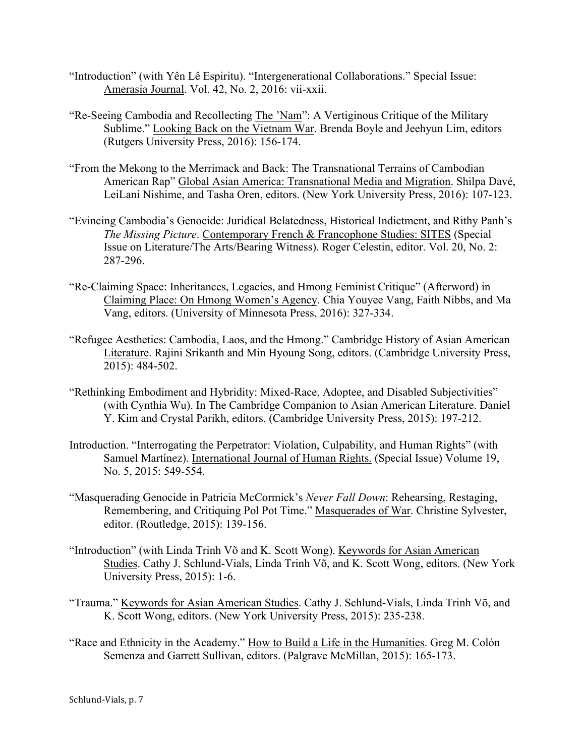"Introduction" (with Yên Lê Espiritu). "Intergenerational Collaborations." Special Issue: Amerasia Journal. Vol. 42, No. 2, 2016: vii-xxii.

"Re-Seeing Cambodia and Recollecting The 'Nam": A Vertiginous Critique of the Military Sublime." Looking Back on the Vietnam War. Brenda Boyle and Jeehyun Lim, editors (Rutgers University Press, 2016): 156-174.

"From the Mekong to the Merrimack and Back: The Transnational Terrains of Cambodian American Rap" Global Asian America: Transnational Media and Migration. Shilpa Davé, LeiLani Nishime, and Tasha Oren, editors. (New York University Press, 2016): 107-123.

"Evincing Cambodia's Genocide: Juridical Belatedness, Historical Indictment, and Rithy Panh's *The Missing Picture*. Contemporary French & Francophone Studies: SITES (Special Issue on Literature/The Arts/Bearing Witness). Roger Celestin, editor. Vol. 20, No. 2: 287-296.

"Re-Claiming Space: Inheritances, Legacies, and Hmong Feminist Critique" (Afterword) in Claiming Place: On Hmong Women's Agency. Chia Youyee Vang, Faith Nibbs, and Ma Vang, editors. (University of Minnesota Press, 2016): 327-334.

"Refugee Aesthetics: Cambodia, Laos, and the Hmong." Cambridge History of Asian American Literature. Rajini Srikanth and Min Hyoung Song, editors. (Cambridge University Press, 2015): 484-502.

"Rethinking Embodiment and Hybridity: Mixed-Race, Adoptee, and Disabled Subjectivities" (with Cynthia Wu). In The Cambridge Companion to Asian American Literature. Daniel Y. Kim and Crystal Parikh, editors. (Cambridge University Press, 2015): 197-212.

Introduction. "Interrogating the Perpetrator: Violation, Culpability, and Human Rights" (with Samuel Martínez). International Journal of Human Rights. (Special Issue) Volume 19, No. 5, 2015: 549-554.

"Masquerading Genocide in Patricia McCormick's *Never Fall Down*: Rehearsing, Restaging, Remembering, and Critiquing Pol Pot Time." Masquerades of War. Christine Sylvester, editor. (Routledge, 2015): 139-156.

"Introduction" (with Linda Trinh Võ and K. Scott Wong). Keywords for Asian American Studies. Cathy J. Schlund-Vials, Linda Trinh Võ, and K. Scott Wong, editors. (New York University Press, 2015): 1-6.

"Trauma." Keywords for Asian American Studies. Cathy J. Schlund-Vials, Linda Trinh Võ, and K. Scott Wong, editors. (New York University Press, 2015): 235-238.

"Race and Ethnicity in the Academy." How to Build a Life in the Humanities. Greg M. Colón Semenza and Garrett Sullivan, editors. (Palgrave McMillan, 2015): 165-173.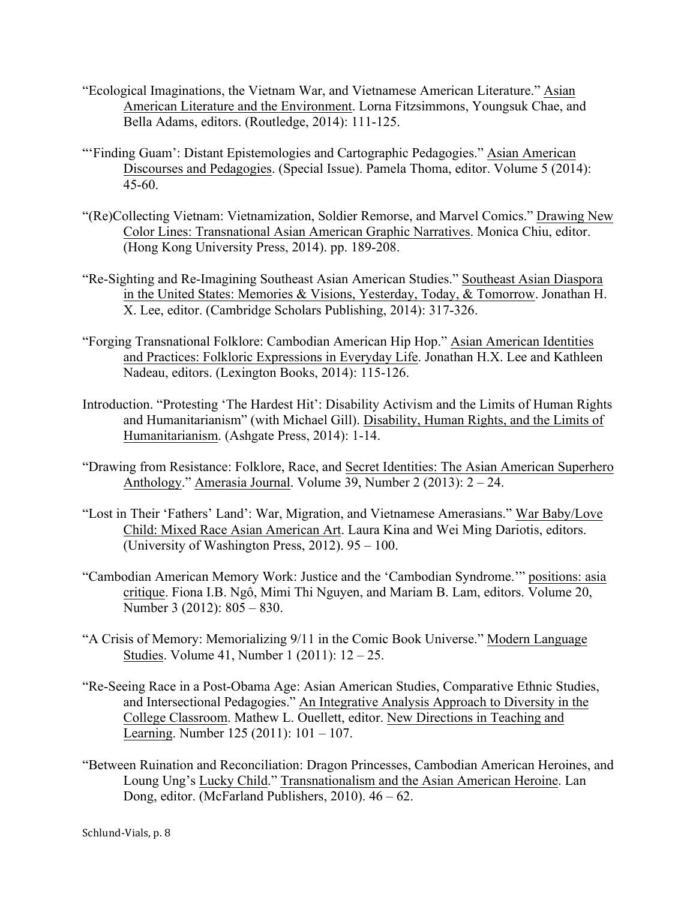"Ecological Imaginations, the Vietnam War, and Vietnamese American Literature." Asian American Literature and the Environment. Lorna Fitzsimmons, Youngsuk Chae, and Bella Adams, editors. (Routledge, 2014): 111-125.

"'Finding Guam': Distant Epistemologies and Cartographic Pedagogies." Asian American Discourses and Pedagogies. (Special Issue). Pamela Thoma, editor. Volume 5 (2014): 45-60.

"(Re)Collecting Vietnam: Vietnamization, Soldier Remorse, and Marvel Comics." Drawing New Color Lines: Transnational Asian American Graphic Narratives. Monica Chiu, editor. (Hong Kong University Press, 2014). pp. 189-208.

"Re-Sighting and Re-Imagining Southeast Asian American Studies." Southeast Asian Diaspora in the United States: Memories & Visions, Yesterday, Today, & Tomorrow. Jonathan H. X. Lee, editor. (Cambridge Scholars Publishing, 2014): 317-326.

"Forging Transnational Folklore: Cambodian American Hip Hop." Asian American Identities and Practices: Folkloric Expressions in Everyday Life. Jonathan H.X. Lee and Kathleen Nadeau, editors. (Lexington Books, 2014): 115-126.

Introduction. "Protesting 'The Hardest Hit': Disability Activism and the Limits of Human Rights and Humanitarianism" (with Michael Gill). Disability, Human Rights, and the Limits of Humanitarianism. (Ashgate Press, 2014): 1-14.

"Drawing from Resistance: Folklore, Race, and Secret Identities: The Asian American Superhero Anthology." Amerasia Journal. Volume 39, Number 2 (2013): 2 – 24.

"Lost in Their 'Fathers' Land': War, Migration, and Vietnamese Amerasians." War Baby/Love Child: Mixed Race Asian American Art. Laura Kina and Wei Ming Dariotis, editors. (University of Washington Press, 2012). 95 – 100.

"Cambodian American Memory Work: Justice and the 'Cambodian Syndrome.'" positions: asia critique. Fiona I.B. Ngô, Mimi Thi Nguyen, and Mariam B. Lam, editors. Volume 20, Number 3 (2012): 805 – 830.

"A Crisis of Memory: Memorializing 9/11 in the Comic Book Universe." Modern Language Studies. Volume 41, Number 1 (2011): 12 – 25.

"Re-Seeing Race in a Post-Obama Age: Asian American Studies, Comparative Ethnic Studies, and Intersectional Pedagogies." An Integrative Analysis Approach to Diversity in the College Classroom. Mathew L. Ouellett, editor. New Directions in Teaching and Learning. Number 125 (2011): 101 – 107.

"Between Ruination and Reconciliation: Dragon Princesses, Cambodian American Heroines, and Loung Ung's Lucky Child." Transnationalism and the Asian American Heroine. Lan Dong, editor. (McFarland Publishers, 2010). 46 – 62.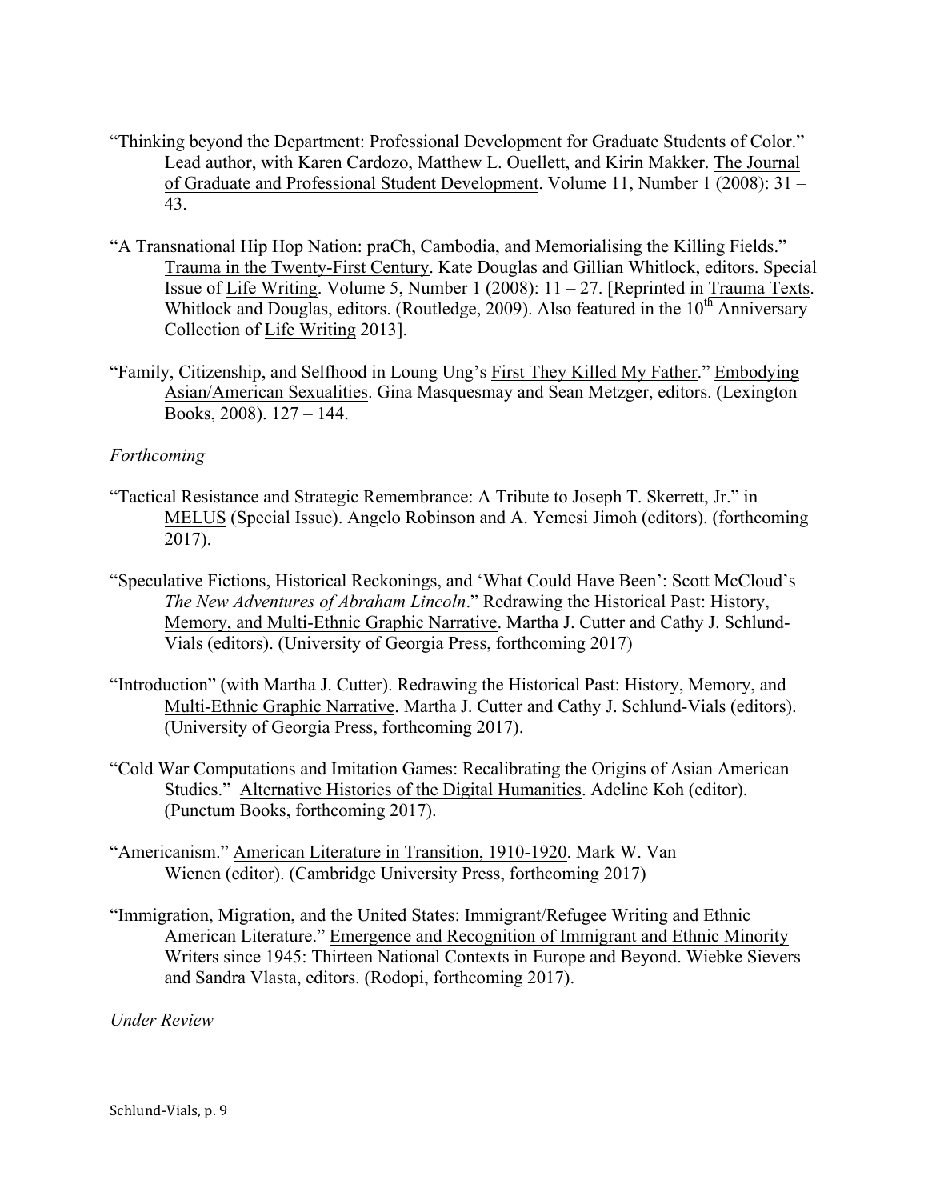"Thinking beyond the Department: Professional Development for Graduate Students of Color." Lead author, with Karen Cardozo, Matthew L. Ouellett, and Kirin Makker. The Journal of Graduate and Professional Student Development. Volume 11, Number 1 (2008): 31 – 43.

"A Transnational Hip Hop Nation: praCh, Cambodia, and Memorialising the Killing Fields." Trauma in the Twenty-First Century. Kate Douglas and Gillian Whitlock, editors. Special Issue of Life Writing. Volume 5, Number 1 (2008): 11 – 27. [Reprinted in Trauma Texts. Whitlock and Douglas, editors. (Routledge, 2009). Also featured in the 10th Anniversary Collection of Life Writing 2013].

"Family, Citizenship, and Selfhood in Loung Ung's First They Killed My Father." Embodying Asian/American Sexualities. Gina Masquesmay and Sean Metzger, editors. (Lexington Books, 2008). 127 – 144.

*Forthcoming*

"Tactical Resistance and Strategic Remembrance: A Tribute to Joseph T. Skerrett, Jr." in MELUS (Special Issue). Angelo Robinson and A. Yemesi Jimoh (editors). (forthcoming 2017).

"Speculative Fictions, Historical Reckonings, and 'What Could Have Been': Scott McCloud's *The New Adventures of Abraham Lincoln*." Redrawing the Historical Past: History, Memory, and Multi-Ethnic Graphic Narrative. Martha J. Cutter and Cathy J. Schlund-Vials (editors). (University of Georgia Press, forthcoming 2017)

"Introduction" (with Martha J. Cutter). Redrawing the Historical Past: History, Memory, and Multi-Ethnic Graphic Narrative. Martha J. Cutter and Cathy J. Schlund-Vials (editors). (University of Georgia Press, forthcoming 2017).

"Cold War Computations and Imitation Games: Recalibrating the Origins of Asian American Studies." Alternative Histories of the Digital Humanities. Adeline Koh (editor). (Punctum Books, forthcoming 2017).

"Americanism." American Literature in Transition, 1910-1920. Mark W. Van Wienen (editor). (Cambridge University Press, forthcoming 2017)

"Immigration, Migration, and the United States: Immigrant/Refugee Writing and Ethnic American Literature." Emergence and Recognition of Immigrant and Ethnic Minority Writers since 1945: Thirteen National Contexts in Europe and Beyond. Wiebke Sievers and Sandra Vlasta, editors. (Rodopi, forthcoming 2017).

*Under Review*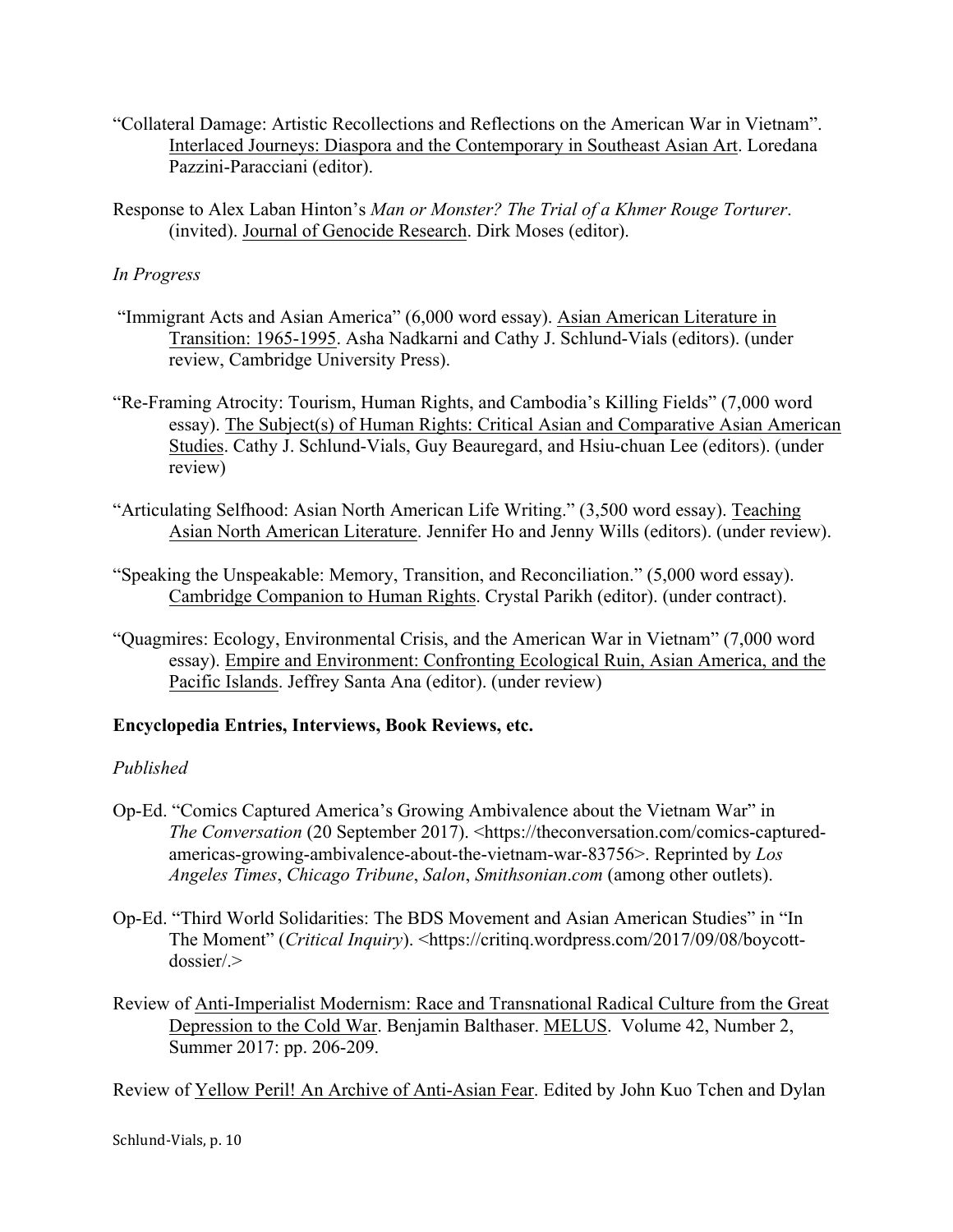"Collateral Damage: Artistic Recollections and Reflections on the American War in Vietnam". Interlaced Journeys: Diaspora and the Contemporary in Southeast Asian Art. Loredana Pazzini-Paracciani (editor).

Response to Alex Laban Hinton's *Man or Monster? The Trial of a Khmer Rouge Torturer*. (invited). Journal of Genocide Research. Dirk Moses (editor).

*In Progress*

"Immigrant Acts and Asian America" (6,000 word essay). Asian American Literature in Transition: 1965-1995. Asha Nadkarni and Cathy J. Schlund-Vials (editors). (under review, Cambridge University Press).

"Re-Framing Atrocity: Tourism, Human Rights, and Cambodia's Killing Fields" (7,000 word essay). The Subject(s) of Human Rights: Critical Asian and Comparative Asian American Studies. Cathy J. Schlund-Vials, Guy Beauregard, and Hsiu-chuan Lee (editors). (under review)

"Articulating Selfhood: Asian North American Life Writing." (3,500 word essay). Teaching Asian North American Literature. Jennifer Ho and Jenny Wills (editors). (under review).

"Speaking the Unspeakable: Memory, Transition, and Reconciliation." (5,000 word essay). Cambridge Companion to Human Rights. Crystal Parikh (editor). (under contract).

"Quagmires: Ecology, Environmental Crisis, and the American War in Vietnam" (7,000 word essay). Empire and Environment: Confronting Ecological Ruin, Asian America, and the Pacific Islands. Jeffrey Santa Ana (editor). (under review)

**Encyclopedia Entries, Interviews, Book Reviews, etc.**

*Published*

Op-Ed. "Comics Captured America's Growing Ambivalence about the Vietnam War" in *The Conversation* (20 September 2017). <https://theconversation.com/comics-captured-americas-growing-ambivalence-about-the-vietnam-war-83756>. Reprinted by *Los Angeles Times*, *Chicago Tribune*, *Salon*, *Smithsonian.com* (among other outlets).

Op-Ed. "Third World Solidarities: The BDS Movement and Asian American Studies" in "In The Moment" (*Critical Inquiry*). <https://critinq.wordpress.com/2017/09/08/boycott-dossier/.>

Review of Anti-Imperialist Modernism: Race and Transnational Radical Culture from the Great Depression to the Cold War. Benjamin Balthaser. MELUS. Volume 42, Number 2, Summer 2017: pp. 206-209.

Review of Yellow Peril! An Archive of Anti-Asian Fear. Edited by John Kuo Tchen and Dylan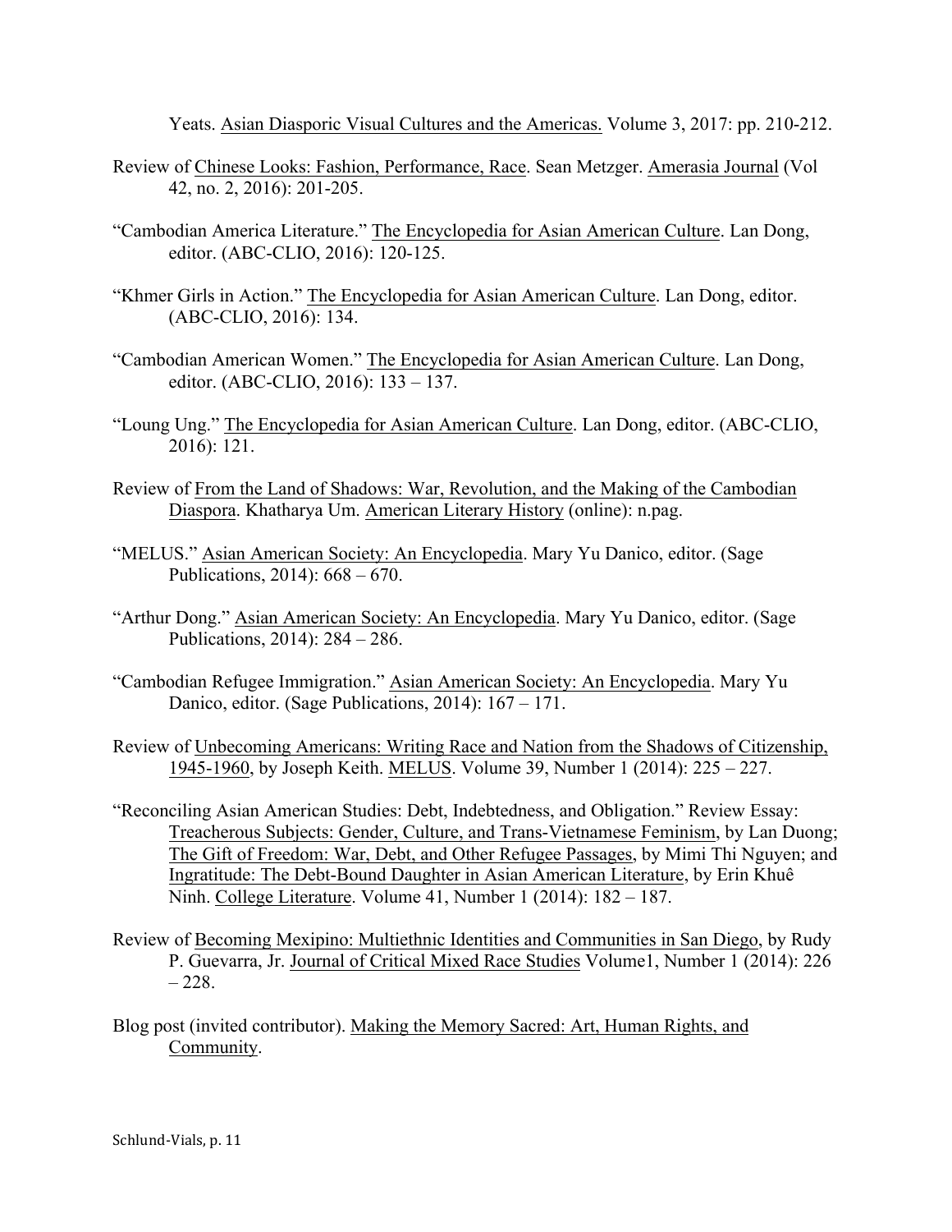Yeats. Asian Diasporic Visual Cultures and the Americas. Volume 3, 2017: pp. 210-212.

Review of Chinese Looks: Fashion, Performance, Race. Sean Metzger. Amerasia Journal (Vol 42, no. 2, 2016): 201-205.

"Cambodian America Literature." The Encyclopedia for Asian American Culture. Lan Dong, editor. (ABC-CLIO, 2016): 120-125.

"Khmer Girls in Action." The Encyclopedia for Asian American Culture. Lan Dong, editor. (ABC-CLIO, 2016): 134.

"Cambodian American Women." The Encyclopedia for Asian American Culture. Lan Dong, editor. (ABC-CLIO, 2016): 133 – 137.

"Loung Ung." The Encyclopedia for Asian American Culture. Lan Dong, editor. (ABC-CLIO, 2016): 121.

Review of From the Land of Shadows: War, Revolution, and the Making of the Cambodian Diaspora. Khatharya Um. American Literary History (online): n.pag.

"MELUS." Asian American Society: An Encyclopedia. Mary Yu Danico, editor. (Sage Publications, 2014): 668 – 670.

"Arthur Dong." Asian American Society: An Encyclopedia. Mary Yu Danico, editor. (Sage Publications, 2014): 284 – 286.

"Cambodian Refugee Immigration." Asian American Society: An Encyclopedia. Mary Yu Danico, editor. (Sage Publications, 2014): 167 – 171.

Review of Unbecoming Americans: Writing Race and Nation from the Shadows of Citizenship, 1945-1960, by Joseph Keith. MELUS. Volume 39, Number 1 (2014): 225 – 227.

"Reconciling Asian American Studies: Debt, Indebtedness, and Obligation." Review Essay: Treacherous Subjects: Gender, Culture, and Trans-Vietnamese Feminism, by Lan Duong; The Gift of Freedom: War, Debt, and Other Refugee Passages, by Mimi Thi Nguyen; and Ingratitude: The Debt-Bound Daughter in Asian American Literature, by Erin Khuê Ninh. College Literature. Volume 41, Number 1 (2014): 182 – 187.

Review of Becoming Mexipino: Multiethnic Identities and Communities in San Diego, by Rudy P. Guevarra, Jr. Journal of Critical Mixed Race Studies Volume1, Number 1 (2014): 226 – 228.

Blog post (invited contributor). Making the Memory Sacred: Art, Human Rights, and Community.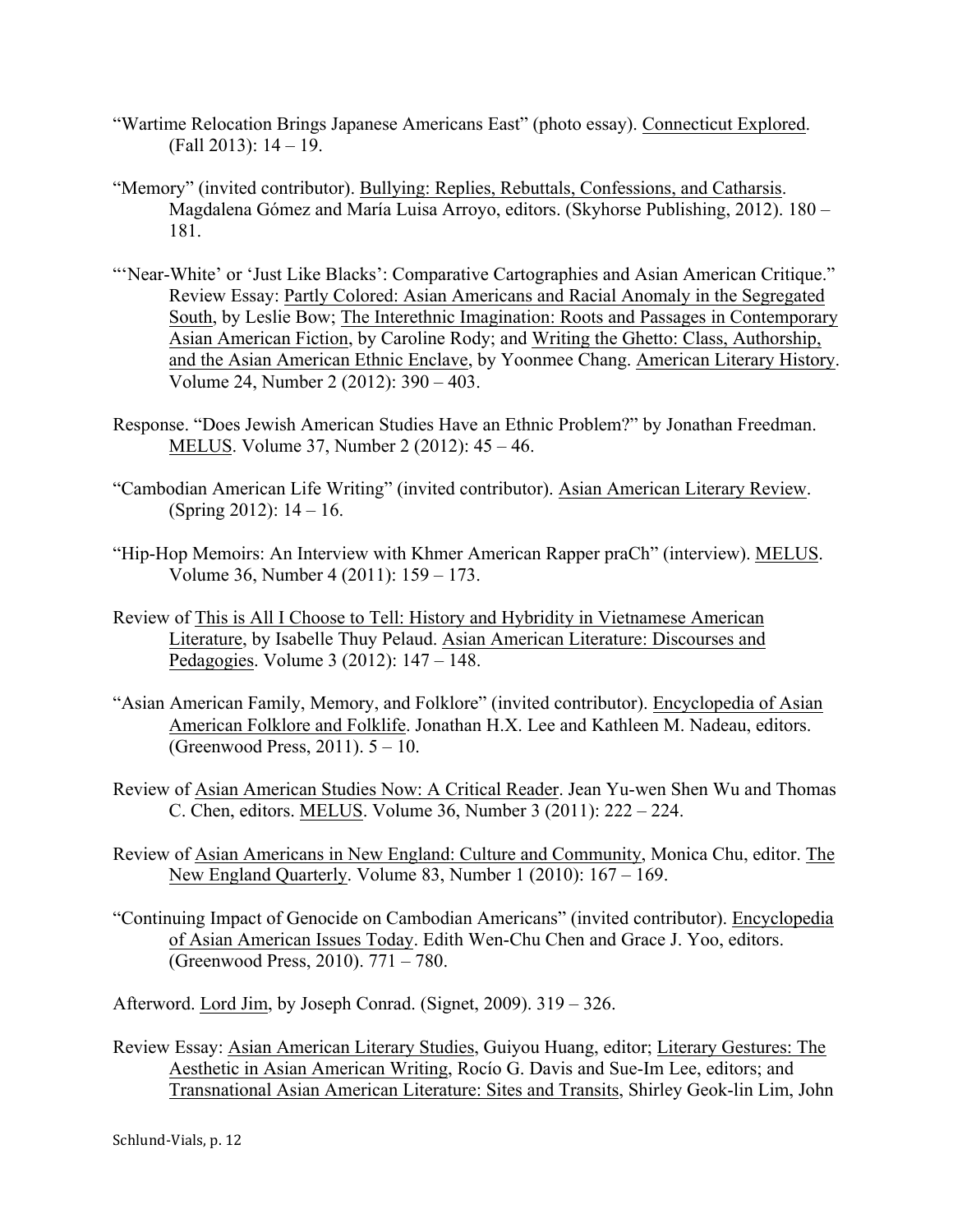"Wartime Relocation Brings Japanese Americans East" (photo essay). Connecticut Explored. (Fall 2013): 14 – 19.

"Memory" (invited contributor). Bullying: Replies, Rebuttals, Confessions, and Catharsis. Magdalena Gómez and María Luisa Arroyo, editors. (Skyhorse Publishing, 2012). 180 – 181.

"'Near-White' or 'Just Like Blacks': Comparative Cartographies and Asian American Critique." Review Essay: Partly Colored: Asian Americans and Racial Anomaly in the Segregated South, by Leslie Bow; The Interethnic Imagination: Roots and Passages in Contemporary Asian American Fiction, by Caroline Rody; and Writing the Ghetto: Class, Authorship, and the Asian American Ethnic Enclave, by Yoonmee Chang. American Literary History. Volume 24, Number 2 (2012): 390 – 403.

Response. "Does Jewish American Studies Have an Ethnic Problem?" by Jonathan Freedman. MELUS. Volume 37, Number 2 (2012): 45 – 46.

"Cambodian American Life Writing" (invited contributor). Asian American Literary Review. (Spring 2012): 14 – 16.

"Hip-Hop Memoirs: An Interview with Khmer American Rapper praCh" (interview). MELUS. Volume 36, Number 4 (2011): 159 – 173.

Review of This is All I Choose to Tell: History and Hybridity in Vietnamese American Literature, by Isabelle Thuy Pelaud. Asian American Literature: Discourses and Pedagogies. Volume 3 (2012): 147 – 148.

"Asian American Family, Memory, and Folklore" (invited contributor). Encyclopedia of Asian American Folklore and Folklife. Jonathan H.X. Lee and Kathleen M. Nadeau, editors. (Greenwood Press, 2011). 5 – 10.

Review of Asian American Studies Now: A Critical Reader. Jean Yu-wen Shen Wu and Thomas C. Chen, editors. MELUS. Volume 36, Number 3 (2011): 222 – 224.

Review of Asian Americans in New England: Culture and Community, Monica Chu, editor. The New England Quarterly. Volume 83, Number 1 (2010): 167 – 169.

"Continuing Impact of Genocide on Cambodian Americans" (invited contributor). Encyclopedia of Asian American Issues Today. Edith Wen-Chu Chen and Grace J. Yoo, editors. (Greenwood Press, 2010). 771 – 780.

Afterword. Lord Jim, by Joseph Conrad. (Signet, 2009). 319 – 326.

Review Essay: Asian American Literary Studies, Guiyou Huang, editor; Literary Gestures: The Aesthetic in Asian American Writing, Rocío G. Davis and Sue-Im Lee, editors; and Transnational Asian American Literature: Sites and Transits, Shirley Geok-lin Lim, John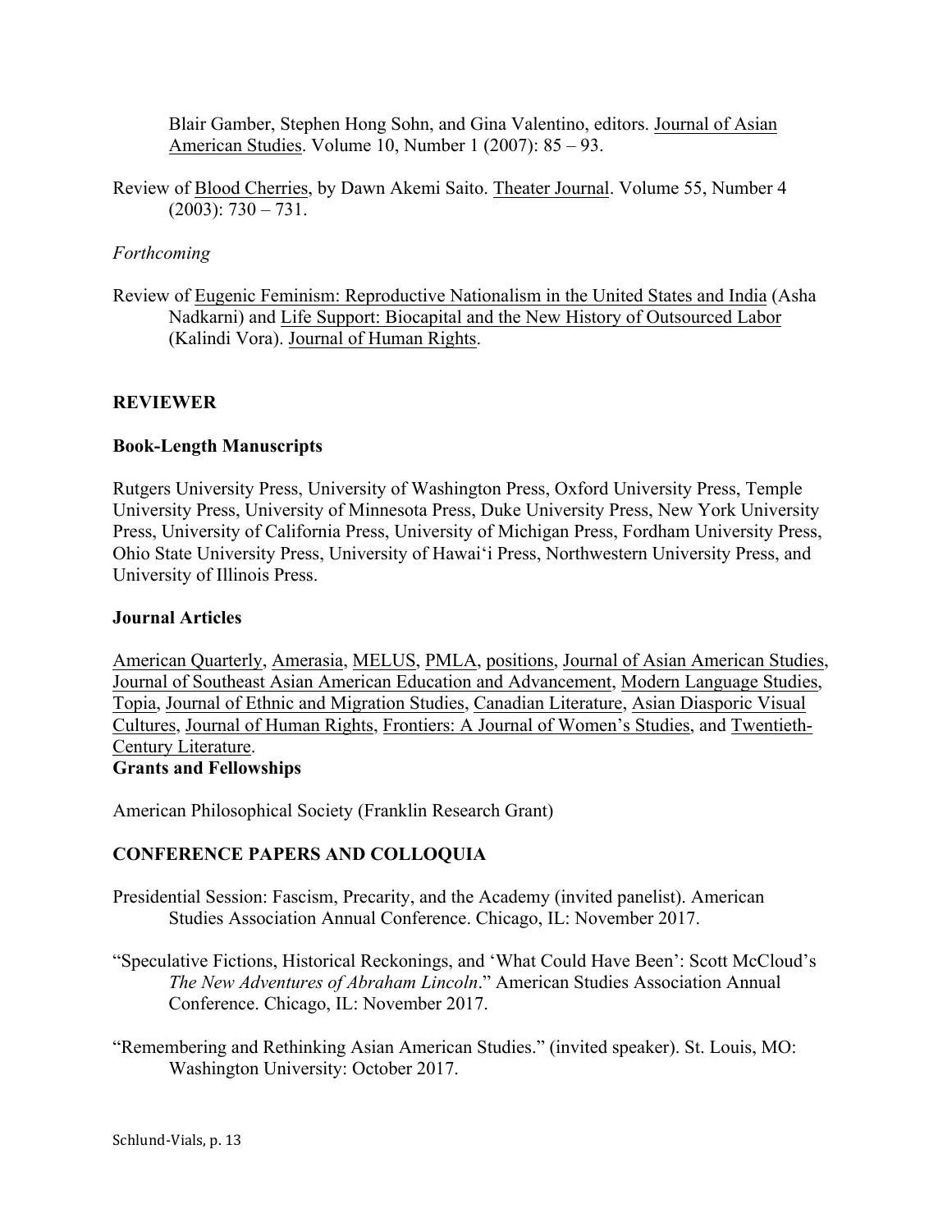Blair Gamber, Stephen Hong Sohn, and Gina Valentino, editors. Journal of Asian American Studies. Volume 10, Number 1 (2007): 85 – 93.

Review of Blood Cherries, by Dawn Akemi Saito. Theater Journal. Volume 55, Number 4 (2003): 730 – 731.

*Forthcoming*

Review of Eugenic Feminism: Reproductive Nationalism in the United States and India (Asha Nadkarni) and Life Support: Biocapital and the New History of Outsourced Labor (Kalindi Vora). Journal of Human Rights.

## REVIEWER

### Book-Length Manuscripts

Rutgers University Press, University of Washington Press, Oxford University Press, Temple University Press, University of Minnesota Press, Duke University Press, New York University Press, University of California Press, University of Michigan Press, Fordham University Press, Ohio State University Press, University of Hawai'i Press, Northwestern University Press, and University of Illinois Press.

### Journal Articles

American Quarterly, Amerasia, MELUS, PMLA, positions, Journal of Asian American Studies, Journal of Southeast Asian American Education and Advancement, Modern Language Studies, Topia, Journal of Ethnic and Migration Studies, Canadian Literature, Asian Diasporic Visual Cultures, Journal of Human Rights, Frontiers: A Journal of Women's Studies, and Twentieth-Century Literature.

### Grants and Fellowships

American Philosophical Society (Franklin Research Grant)

## CONFERENCE PAPERS AND COLLOQUIA

Presidential Session: Fascism, Precarity, and the Academy (invited panelist). American Studies Association Annual Conference. Chicago, IL: November 2017.

"Speculative Fictions, Historical Reckonings, and 'What Could Have Been': Scott McCloud's *The New Adventures of Abraham Lincoln*." American Studies Association Annual Conference. Chicago, IL: November 2017.

"Remembering and Rethinking Asian American Studies." (invited speaker). St. Louis, MO: Washington University: October 2017.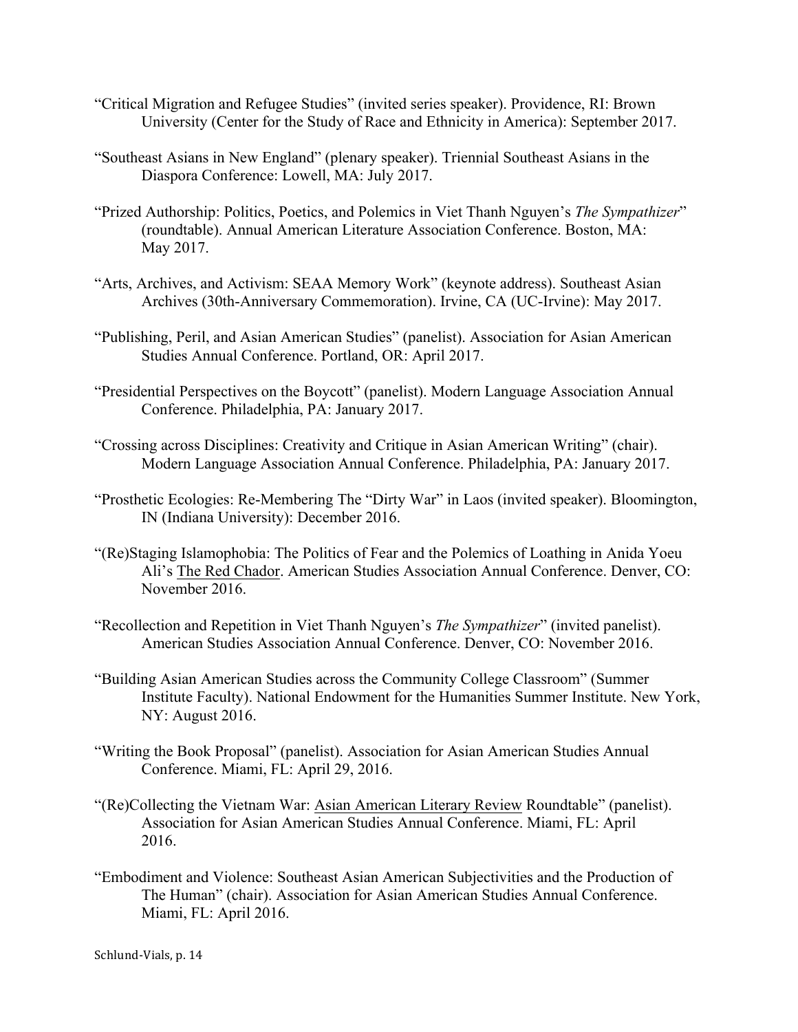"Critical Migration and Refugee Studies" (invited series speaker). Providence, RI: Brown University (Center for the Study of Race and Ethnicity in America): September 2017.

"Southeast Asians in New England" (plenary speaker). Triennial Southeast Asians in the Diaspora Conference: Lowell, MA: July 2017.

"Prized Authorship: Politics, Poetics, and Polemics in Viet Thanh Nguyen's *The Sympathizer*" (roundtable). Annual American Literature Association Conference. Boston, MA: May 2017.

"Arts, Archives, and Activism: SEAA Memory Work" (keynote address). Southeast Asian Archives (30th-Anniversary Commemoration). Irvine, CA (UC-Irvine): May 2017.

"Publishing, Peril, and Asian American Studies" (panelist). Association for Asian American Studies Annual Conference. Portland, OR: April 2017.

"Presidential Perspectives on the Boycott" (panelist). Modern Language Association Annual Conference. Philadelphia, PA: January 2017.

"Crossing across Disciplines: Creativity and Critique in Asian American Writing" (chair). Modern Language Association Annual Conference. Philadelphia, PA: January 2017.

"Prosthetic Ecologies: Re-Membering The "Dirty War" in Laos (invited speaker). Bloomington, IN (Indiana University): December 2016.

"(Re)Staging Islamophobia: The Politics of Fear and the Polemics of Loathing in Anida Yoeu Ali's The Red Chador. American Studies Association Annual Conference. Denver, CO: November 2016.

"Recollection and Repetition in Viet Thanh Nguyen's *The Sympathizer*" (invited panelist). American Studies Association Annual Conference. Denver, CO: November 2016.

"Building Asian American Studies across the Community College Classroom" (Summer Institute Faculty). National Endowment for the Humanities Summer Institute. New York, NY: August 2016.

"Writing the Book Proposal" (panelist). Association for Asian American Studies Annual Conference. Miami, FL: April 29, 2016.

"(Re)Collecting the Vietnam War: Asian American Literary Review Roundtable" (panelist). Association for Asian American Studies Annual Conference. Miami, FL: April 2016.

"Embodiment and Violence: Southeast Asian American Subjectivities and the Production of The Human" (chair). Association for Asian American Studies Annual Conference. Miami, FL: April 2016.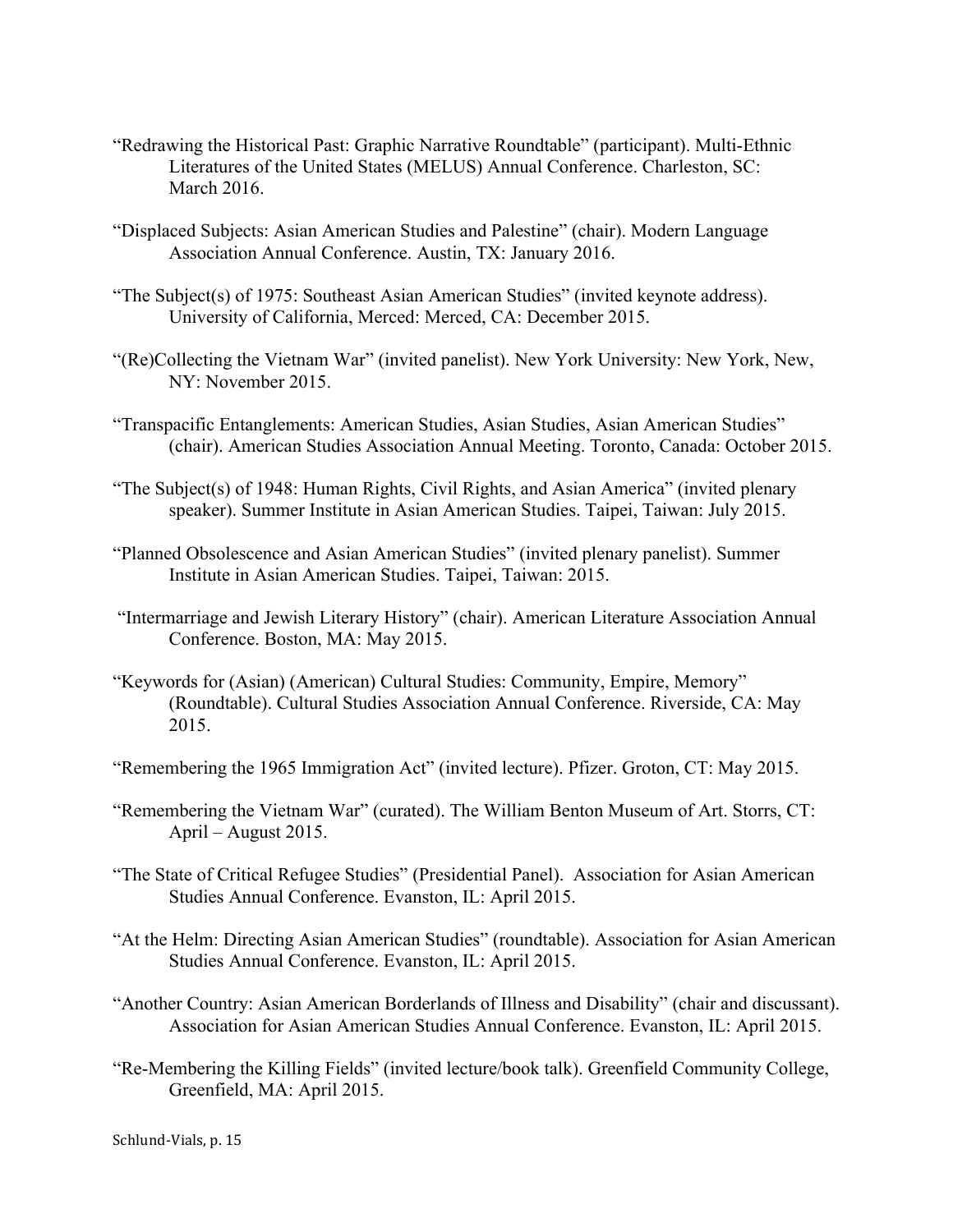"Redrawing the Historical Past: Graphic Narrative Roundtable" (participant). Multi-Ethnic Literatures of the United States (MELUS) Annual Conference. Charleston, SC: March 2016.

"Displaced Subjects: Asian American Studies and Palestine" (chair). Modern Language Association Annual Conference. Austin, TX: January 2016.

"The Subject(s) of 1975: Southeast Asian American Studies" (invited keynote address). University of California, Merced: Merced, CA: December 2015.

"(Re)Collecting the Vietnam War" (invited panelist). New York University: New York, New, NY: November 2015.

"Transpacific Entanglements: American Studies, Asian Studies, Asian American Studies" (chair). American Studies Association Annual Meeting. Toronto, Canada: October 2015.

"The Subject(s) of 1948: Human Rights, Civil Rights, and Asian America" (invited plenary speaker). Summer Institute in Asian American Studies. Taipei, Taiwan: July 2015.

"Planned Obsolescence and Asian American Studies" (invited plenary panelist). Summer Institute in Asian American Studies. Taipei, Taiwan: 2015.

"Intermarriage and Jewish Literary History" (chair). American Literature Association Annual Conference. Boston, MA: May 2015.

"Keywords for (Asian) (American) Cultural Studies: Community, Empire, Memory" (Roundtable). Cultural Studies Association Annual Conference. Riverside, CA: May 2015.

"Remembering the 1965 Immigration Act" (invited lecture). Pfizer. Groton, CT: May 2015.

"Remembering the Vietnam War" (curated). The William Benton Museum of Art. Storrs, CT: April – August 2015.

"The State of Critical Refugee Studies" (Presidential Panel). Association for Asian American Studies Annual Conference. Evanston, IL: April 2015.

"At the Helm: Directing Asian American Studies" (roundtable). Association for Asian American Studies Annual Conference. Evanston, IL: April 2015.

"Another Country: Asian American Borderlands of Illness and Disability" (chair and discussant). Association for Asian American Studies Annual Conference. Evanston, IL: April 2015.

"Re-Membering the Killing Fields" (invited lecture/book talk). Greenfield Community College, Greenfield, MA: April 2015.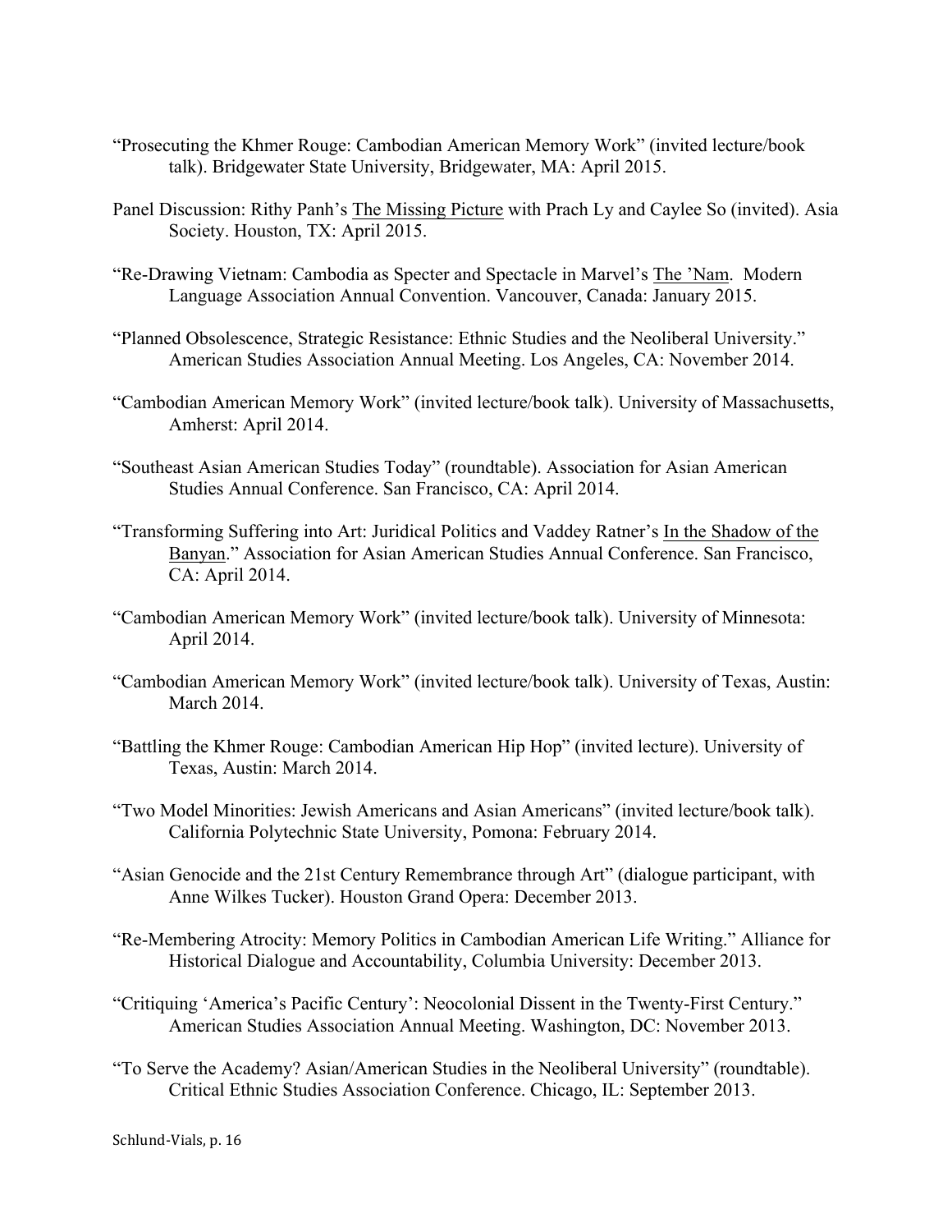"Prosecuting the Khmer Rouge: Cambodian American Memory Work" (invited lecture/book talk). Bridgewater State University, Bridgewater, MA: April 2015.

Panel Discussion: Rithy Panh's The Missing Picture with Prach Ly and Caylee So (invited). Asia Society. Houston, TX: April 2015.

"Re-Drawing Vietnam: Cambodia as Specter and Spectacle in Marvel's The 'Nam. Modern Language Association Annual Convention. Vancouver, Canada: January 2015.

"Planned Obsolescence, Strategic Resistance: Ethnic Studies and the Neoliberal University." American Studies Association Annual Meeting. Los Angeles, CA: November 2014.

"Cambodian American Memory Work" (invited lecture/book talk). University of Massachusetts, Amherst: April 2014.

"Southeast Asian American Studies Today" (roundtable). Association for Asian American Studies Annual Conference. San Francisco, CA: April 2014.

"Transforming Suffering into Art: Juridical Politics and Vaddey Ratner's In the Shadow of the Banyan." Association for Asian American Studies Annual Conference. San Francisco, CA: April 2014.

"Cambodian American Memory Work" (invited lecture/book talk). University of Minnesota: April 2014.

"Cambodian American Memory Work" (invited lecture/book talk). University of Texas, Austin: March 2014.

"Battling the Khmer Rouge: Cambodian American Hip Hop" (invited lecture). University of Texas, Austin: March 2014.

"Two Model Minorities: Jewish Americans and Asian Americans" (invited lecture/book talk). California Polytechnic State University, Pomona: February 2014.

"Asian Genocide and the 21st Century Remembrance through Art" (dialogue participant, with Anne Wilkes Tucker). Houston Grand Opera: December 2013.

"Re-Membering Atrocity: Memory Politics in Cambodian American Life Writing." Alliance for Historical Dialogue and Accountability, Columbia University: December 2013.

"Critiquing 'America's Pacific Century': Neocolonial Dissent in the Twenty-First Century." American Studies Association Annual Meeting. Washington, DC: November 2013.

"To Serve the Academy? Asian/American Studies in the Neoliberal University" (roundtable). Critical Ethnic Studies Association Conference. Chicago, IL: September 2013.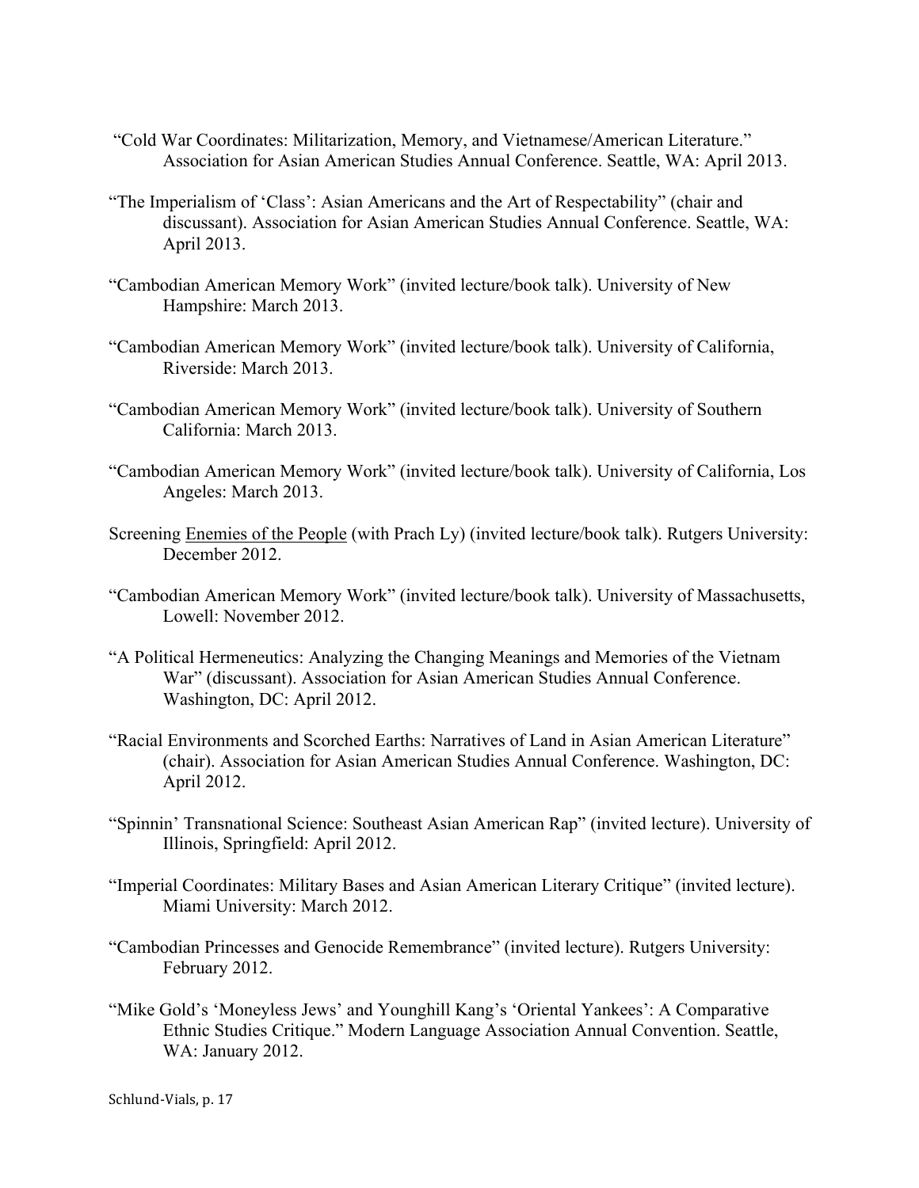"Cold War Coordinates: Militarization, Memory, and Vietnamese/American Literature." Association for Asian American Studies Annual Conference. Seattle, WA: April 2013.

"The Imperialism of 'Class': Asian Americans and the Art of Respectability" (chair and discussant). Association for Asian American Studies Annual Conference. Seattle, WA: April 2013.

"Cambodian American Memory Work" (invited lecture/book talk). University of New Hampshire: March 2013.

"Cambodian American Memory Work" (invited lecture/book talk). University of California, Riverside: March 2013.

"Cambodian American Memory Work" (invited lecture/book talk). University of Southern California: March 2013.

"Cambodian American Memory Work" (invited lecture/book talk). University of California, Los Angeles: March 2013.

Screening <u>Enemies of the People</u> (with Prach Ly) (invited lecture/book talk). Rutgers University: December 2012.

"Cambodian American Memory Work" (invited lecture/book talk). University of Massachusetts, Lowell: November 2012.

"A Political Hermeneutics: Analyzing the Changing Meanings and Memories of the Vietnam War" (discussant). Association for Asian American Studies Annual Conference. Washington, DC: April 2012.

"Racial Environments and Scorched Earths: Narratives of Land in Asian American Literature" (chair). Association for Asian American Studies Annual Conference. Washington, DC: April 2012.

"Spinnin' Transnational Science: Southeast Asian American Rap" (invited lecture). University of Illinois, Springfield: April 2012.

"Imperial Coordinates: Military Bases and Asian American Literary Critique" (invited lecture). Miami University: March 2012.

"Cambodian Princesses and Genocide Remembrance" (invited lecture). Rutgers University: February 2012.

"Mike Gold's 'Moneyless Jews' and Younghill Kang's 'Oriental Yankees': A Comparative Ethnic Studies Critique." Modern Language Association Annual Convention. Seattle, WA: January 2012.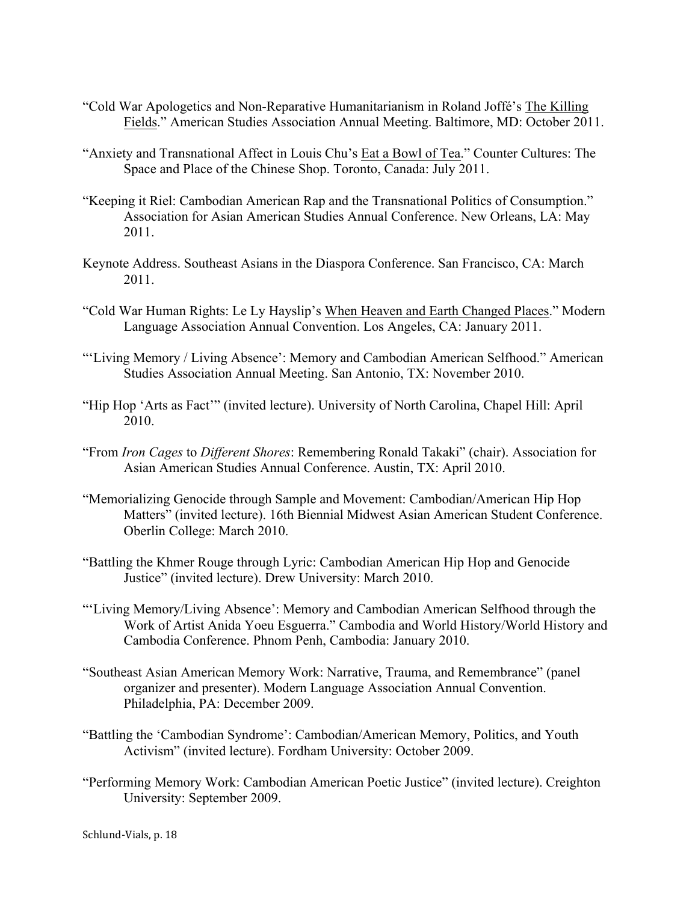"Cold War Apologetics and Non-Reparative Humanitarianism in Roland Joffé's <u>The Killing Fields</u>." American Studies Association Annual Meeting. Baltimore, MD: October 2011.

"Anxiety and Transnational Affect in Louis Chu's <u>Eat a Bowl of Tea</u>." Counter Cultures: The Space and Place of the Chinese Shop. Toronto, Canada: July 2011.

"Keeping it Riel: Cambodian American Rap and the Transnational Politics of Consumption." Association for Asian American Studies Annual Conference. New Orleans, LA: May 2011.

Keynote Address. Southeast Asians in the Diaspora Conference. San Francisco, CA: March 2011.

"Cold War Human Rights: Le Ly Hayslip's <u>When Heaven and Earth Changed Places</u>." Modern Language Association Annual Convention. Los Angeles, CA: January 2011.

"'Living Memory / Living Absence': Memory and Cambodian American Selfhood." American Studies Association Annual Meeting. San Antonio, TX: November 2010.

"Hip Hop 'Arts as Fact'" (invited lecture). University of North Carolina, Chapel Hill: April 2010.

"From *Iron Cages* to *Different Shores*: Remembering Ronald Takaki" (chair). Association for Asian American Studies Annual Conference. Austin, TX: April 2010.

"Memorializing Genocide through Sample and Movement: Cambodian/American Hip Hop Matters" (invited lecture). 16th Biennial Midwest Asian American Student Conference. Oberlin College: March 2010.

"Battling the Khmer Rouge through Lyric: Cambodian American Hip Hop and Genocide Justice" (invited lecture). Drew University: March 2010.

"'Living Memory/Living Absence': Memory and Cambodian American Selfhood through the Work of Artist Anida Yoeu Esguerra." Cambodia and World History/World History and Cambodia Conference. Phnom Penh, Cambodia: January 2010.

"Southeast Asian American Memory Work: Narrative, Trauma, and Remembrance" (panel organizer and presenter). Modern Language Association Annual Convention. Philadelphia, PA: December 2009.

"Battling the 'Cambodian Syndrome': Cambodian/American Memory, Politics, and Youth Activism" (invited lecture). Fordham University: October 2009.

"Performing Memory Work: Cambodian American Poetic Justice" (invited lecture). Creighton University: September 2009.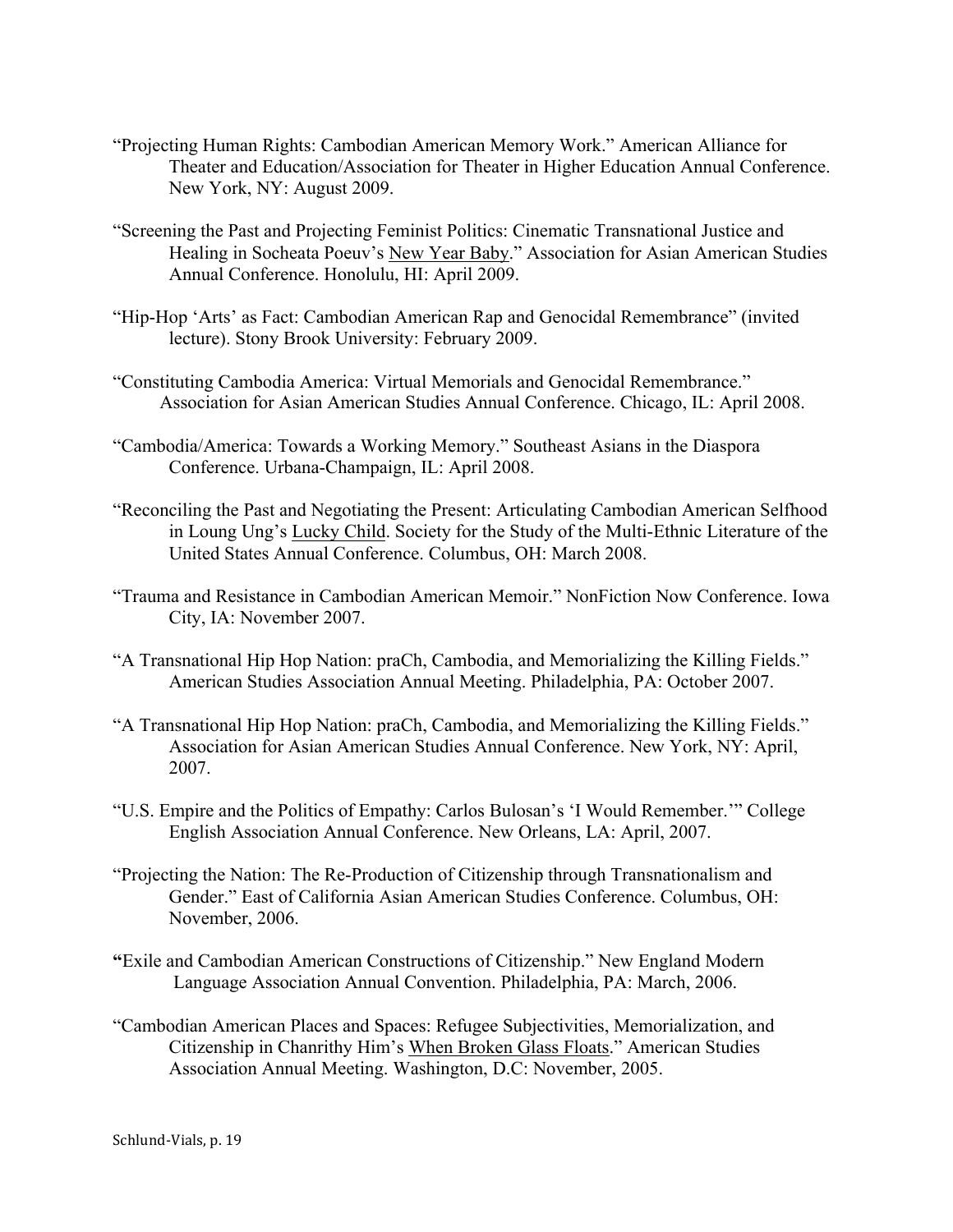"Projecting Human Rights: Cambodian American Memory Work." American Alliance for Theater and Education/Association for Theater in Higher Education Annual Conference. New York, NY: August 2009.

"Screening the Past and Projecting Feminist Politics: Cinematic Transnational Justice and Healing in Socheata Poeuv's New Year Baby." Association for Asian American Studies Annual Conference. Honolulu, HI: April 2009.

"Hip-Hop 'Arts' as Fact: Cambodian American Rap and Genocidal Remembrance" (invited lecture). Stony Brook University: February 2009.

"Constituting Cambodia America: Virtual Memorials and Genocidal Remembrance." Association for Asian American Studies Annual Conference. Chicago, IL: April 2008.

"Cambodia/America: Towards a Working Memory." Southeast Asians in the Diaspora Conference. Urbana-Champaign, IL: April 2008.

"Reconciling the Past and Negotiating the Present: Articulating Cambodian American Selfhood in Loung Ung's Lucky Child. Society for the Study of the Multi-Ethnic Literature of the United States Annual Conference. Columbus, OH: March 2008.

"Trauma and Resistance in Cambodian American Memoir." NonFiction Now Conference. Iowa City, IA: November 2007.

"A Transnational Hip Hop Nation: praCh, Cambodia, and Memorializing the Killing Fields." American Studies Association Annual Meeting. Philadelphia, PA: October 2007.

"A Transnational Hip Hop Nation: praCh, Cambodia, and Memorializing the Killing Fields." Association for Asian American Studies Annual Conference. New York, NY: April, 2007.

"U.S. Empire and the Politics of Empathy: Carlos Bulosan's 'I Would Remember.'" College English Association Annual Conference. New Orleans, LA: April, 2007.

"Projecting the Nation: The Re-Production of Citizenship through Transnationalism and Gender." East of California Asian American Studies Conference. Columbus, OH: November, 2006.

"Exile and Cambodian American Constructions of Citizenship." New England Modern Language Association Annual Convention. Philadelphia, PA: March, 2006.

"Cambodian American Places and Spaces: Refugee Subjectivities, Memorialization, and Citizenship in Chanrithy Him's When Broken Glass Floats." American Studies Association Annual Meeting. Washington, D.C: November, 2005.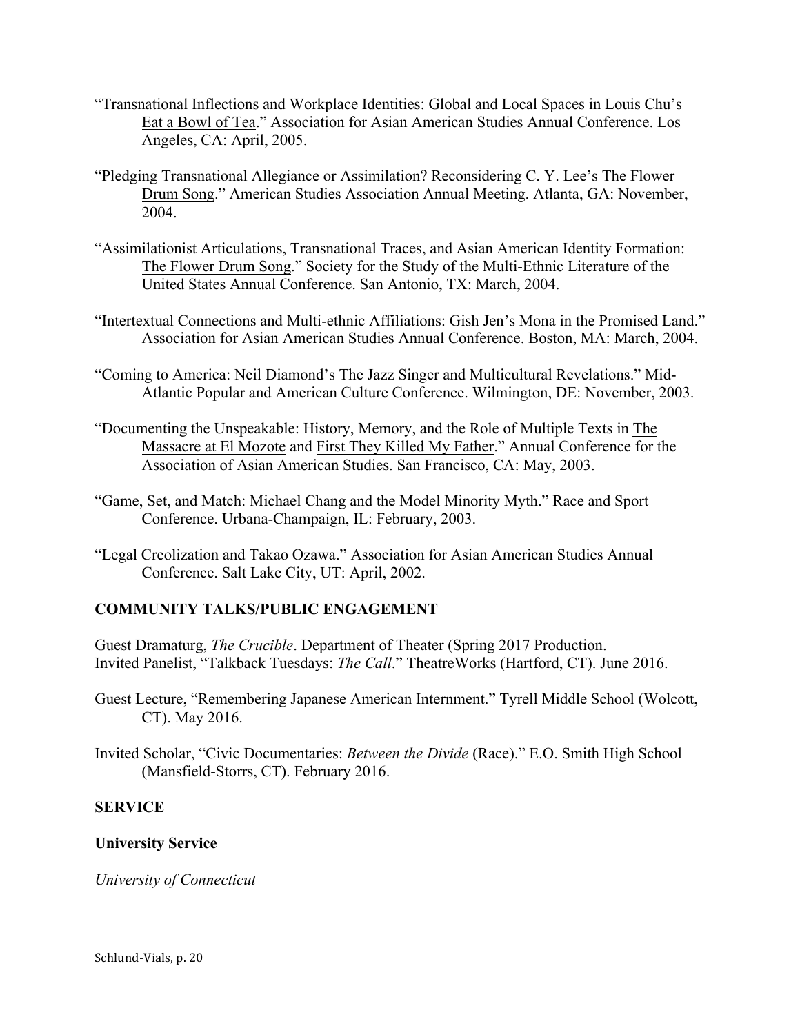"Transnational Inflections and Workplace Identities: Global and Local Spaces in Louis Chu's Eat a Bowl of Tea." Association for Asian American Studies Annual Conference. Los Angeles, CA: April, 2005.

"Pledging Transnational Allegiance or Assimilation? Reconsidering C. Y. Lee's The Flower Drum Song." American Studies Association Annual Meeting. Atlanta, GA: November, 2004.

"Assimilationist Articulations, Transnational Traces, and Asian American Identity Formation: The Flower Drum Song." Society for the Study of the Multi-Ethnic Literature of the United States Annual Conference. San Antonio, TX: March, 2004.

"Intertextual Connections and Multi-ethnic Affiliations: Gish Jen's Mona in the Promised Land." Association for Asian American Studies Annual Conference. Boston, MA: March, 2004.

"Coming to America: Neil Diamond's The Jazz Singer and Multicultural Revelations." Mid-Atlantic Popular and American Culture Conference. Wilmington, DE: November, 2003.

"Documenting the Unspeakable: History, Memory, and the Role of Multiple Texts in The Massacre at El Mozote and First They Killed My Father." Annual Conference for the Association of Asian American Studies. San Francisco, CA: May, 2003.

"Game, Set, and Match: Michael Chang and the Model Minority Myth." Race and Sport Conference. Urbana-Champaign, IL: February, 2003.

"Legal Creolization and Takao Ozawa." Association for Asian American Studies Annual Conference. Salt Lake City, UT: April, 2002.

**COMMUNITY TALKS/PUBLIC ENGAGEMENT**

Guest Dramaturg, *The Crucible*. Department of Theater (Spring 2017 Production.
Invited Panelist, "Talkback Tuesdays: *The Call*." TheatreWorks (Hartford, CT). June 2016.

Guest Lecture, "Remembering Japanese American Internment." Tyrell Middle School (Wolcott, CT). May 2016.

Invited Scholar, "Civic Documentaries: *Between the Divide* (Race)." E.O. Smith High School (Mansfield-Storrs, CT). February 2016.

**SERVICE**

**University Service**

*University of Connecticut*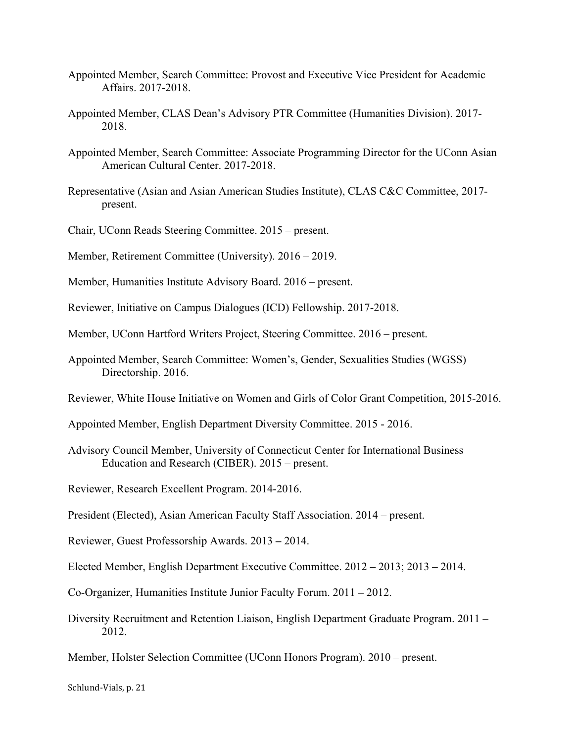Appointed Member, Search Committee: Provost and Executive Vice President for Academic Affairs. 2017-2018.

Appointed Member, CLAS Dean's Advisory PTR Committee (Humanities Division). 2017-2018.

Appointed Member, Search Committee: Associate Programming Director for the UConn Asian American Cultural Center. 2017-2018.

Representative (Asian and Asian American Studies Institute), CLAS C&C Committee, 2017-present.

Chair, UConn Reads Steering Committee. 2015 – present.

Member, Retirement Committee (University). 2016 – 2019.

Member, Humanities Institute Advisory Board. 2016 – present.

Reviewer, Initiative on Campus Dialogues (ICD) Fellowship. 2017-2018.

Member, UConn Hartford Writers Project, Steering Committee. 2016 – present.

Appointed Member, Search Committee: Women's, Gender, Sexualities Studies (WGSS) Directorship. 2016.

Reviewer, White House Initiative on Women and Girls of Color Grant Competition, 2015-2016.

Appointed Member, English Department Diversity Committee. 2015 - 2016.

Advisory Council Member, University of Connecticut Center for International Business Education and Research (CIBER). 2015 – present.

Reviewer, Research Excellent Program. 2014-2016.

President (Elected), Asian American Faculty Staff Association. 2014 – present.

Reviewer, Guest Professorship Awards. 2013 – 2014.

Elected Member, English Department Executive Committee. 2012 – 2013; 2013 – 2014.

Co-Organizer, Humanities Institute Junior Faculty Forum. 2011 – 2012.

Diversity Recruitment and Retention Liaison, English Department Graduate Program. 2011 – 2012.

Member, Holster Selection Committee (UConn Honors Program). 2010 – present.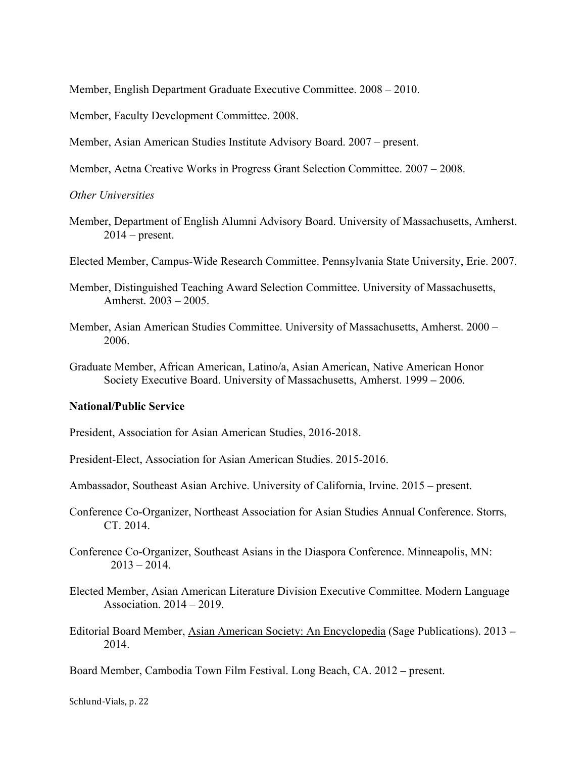Member, English Department Graduate Executive Committee. 2008 – 2010.

Member, Faculty Development Committee. 2008.

Member, Asian American Studies Institute Advisory Board. 2007 – present.

Member, Aetna Creative Works in Progress Grant Selection Committee. 2007 – 2008.

*Other Universities*

Member, Department of English Alumni Advisory Board. University of Massachusetts, Amherst. 2014 – present.

Elected Member, Campus-Wide Research Committee. Pennsylvania State University, Erie. 2007.

Member, Distinguished Teaching Award Selection Committee. University of Massachusetts, Amherst. 2003 – 2005.

Member, Asian American Studies Committee. University of Massachusetts, Amherst. 2000 – 2006.

Graduate Member, African American, Latino/a, Asian American, Native American Honor Society Executive Board. University of Massachusetts, Amherst. 1999 – 2006.

**National/Public Service**

President, Association for Asian American Studies, 2016-2018.

President-Elect, Association for Asian American Studies. 2015-2016.

Ambassador, Southeast Asian Archive. University of California, Irvine. 2015 – present.

Conference Co-Organizer, Northeast Association for Asian Studies Annual Conference. Storrs, CT. 2014.

Conference Co-Organizer, Southeast Asians in the Diaspora Conference. Minneapolis, MN: 2013 – 2014.

Elected Member, Asian American Literature Division Executive Committee. Modern Language Association. 2014 – 2019.

Editorial Board Member, Asian American Society: An Encyclopedia (Sage Publications). 2013 – 2014.

Board Member, Cambodia Town Film Festival. Long Beach, CA. 2012 – present.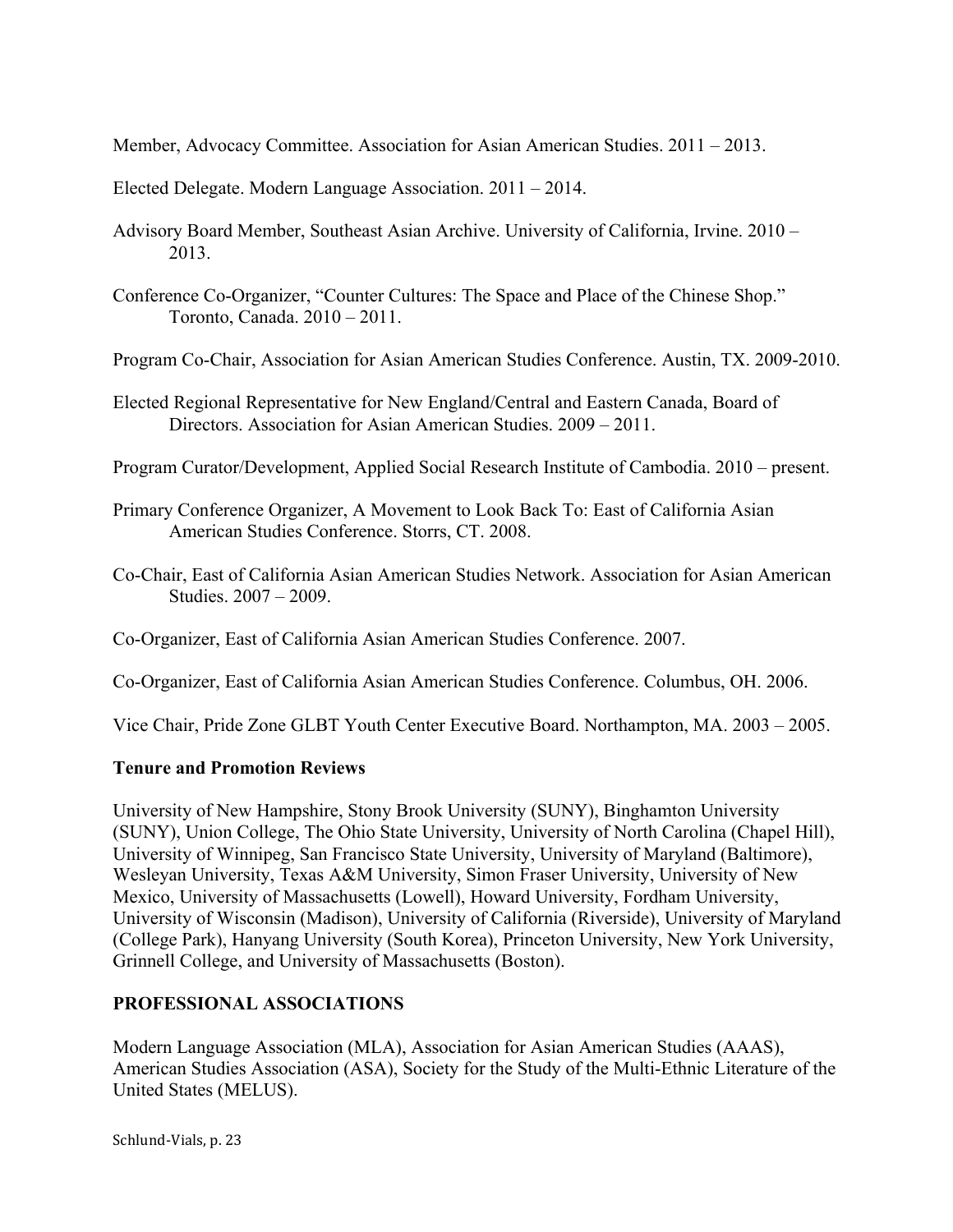Member, Advocacy Committee. Association for Asian American Studies. 2011 – 2013.

Elected Delegate. Modern Language Association. 2011 – 2014.

Advisory Board Member, Southeast Asian Archive. University of California, Irvine. 2010 – 2013.

Conference Co-Organizer, "Counter Cultures: The Space and Place of the Chinese Shop." Toronto, Canada. 2010 – 2011.

Program Co-Chair, Association for Asian American Studies Conference. Austin, TX. 2009-2010.

Elected Regional Representative for New England/Central and Eastern Canada, Board of Directors. Association for Asian American Studies. 2009 – 2011.

Program Curator/Development, Applied Social Research Institute of Cambodia. 2010 – present.

Primary Conference Organizer, A Movement to Look Back To: East of California Asian American Studies Conference. Storrs, CT. 2008.

Co-Chair, East of California Asian American Studies Network. Association for Asian American Studies. 2007 – 2009.

Co-Organizer, East of California Asian American Studies Conference. 2007.

Co-Organizer, East of California Asian American Studies Conference. Columbus, OH. 2006.

Vice Chair, Pride Zone GLBT Youth Center Executive Board. Northampton, MA. 2003 – 2005.

### Tenure and Promotion Reviews

University of New Hampshire, Stony Brook University (SUNY), Binghamton University (SUNY), Union College, The Ohio State University, University of North Carolina (Chapel Hill), University of Winnipeg, San Francisco State University, University of Maryland (Baltimore), Wesleyan University, Texas A&M University, Simon Fraser University, University of New Mexico, University of Massachusetts (Lowell), Howard University, Fordham University, University of Wisconsin (Madison), University of California (Riverside), University of Maryland (College Park), Hanyang University (South Korea), Princeton University, New York University, Grinnell College, and University of Massachusetts (Boston).

## PROFESSIONAL ASSOCIATIONS

Modern Language Association (MLA), Association for Asian American Studies (AAAS), American Studies Association (ASA), Society for the Study of the Multi-Ethnic Literature of the United States (MELUS).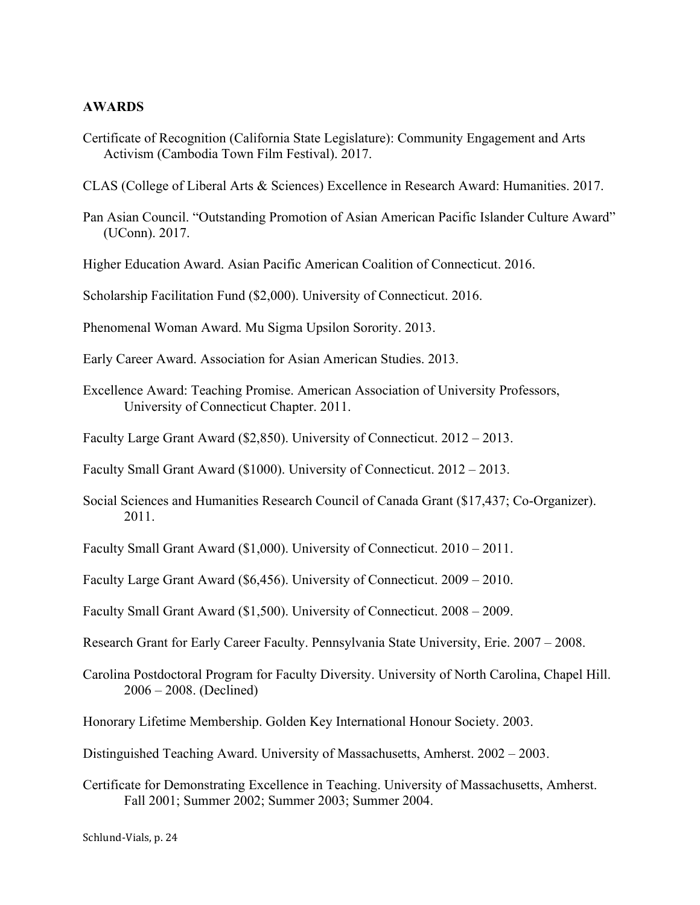**AWARDS**

Certificate of Recognition (California State Legislature): Community Engagement and Arts Activism (Cambodia Town Film Festival). 2017.

CLAS (College of Liberal Arts & Sciences) Excellence in Research Award: Humanities. 2017.

Pan Asian Council. "Outstanding Promotion of Asian American Pacific Islander Culture Award" (UConn). 2017.

Higher Education Award. Asian Pacific American Coalition of Connecticut. 2016.

Scholarship Facilitation Fund ($2,000). University of Connecticut. 2016.

Phenomenal Woman Award. Mu Sigma Upsilon Sorority. 2013.

Early Career Award. Association for Asian American Studies. 2013.

Excellence Award: Teaching Promise. American Association of University Professors, University of Connecticut Chapter. 2011.

Faculty Large Grant Award ($2,850). University of Connecticut. 2012 – 2013.

Faculty Small Grant Award ($1000). University of Connecticut. 2012 – 2013.

Social Sciences and Humanities Research Council of Canada Grant ($17,437; Co-Organizer). 2011.

Faculty Small Grant Award ($1,000). University of Connecticut. 2010 – 2011.

Faculty Large Grant Award ($6,456). University of Connecticut. 2009 – 2010.

Faculty Small Grant Award ($1,500). University of Connecticut. 2008 – 2009.

Research Grant for Early Career Faculty. Pennsylvania State University, Erie. 2007 – 2008.

Carolina Postdoctoral Program for Faculty Diversity. University of North Carolina, Chapel Hill. 2006 – 2008. (Declined)

Honorary Lifetime Membership. Golden Key International Honour Society. 2003.

Distinguished Teaching Award. University of Massachusetts, Amherst. 2002 – 2003.

Certificate for Demonstrating Excellence in Teaching. University of Massachusetts, Amherst. Fall 2001; Summer 2002; Summer 2003; Summer 2004.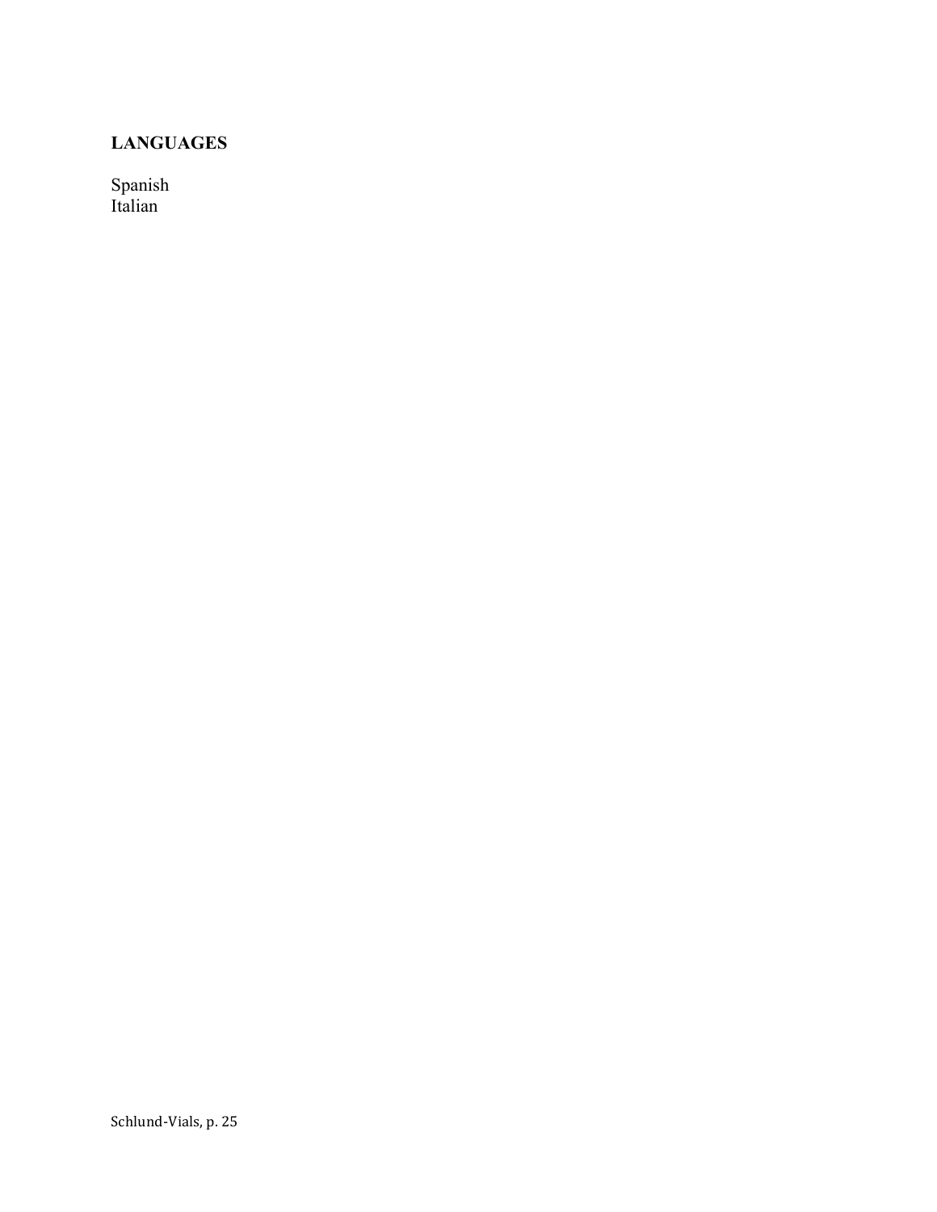**LANGUAGES**

Spanish
Italian